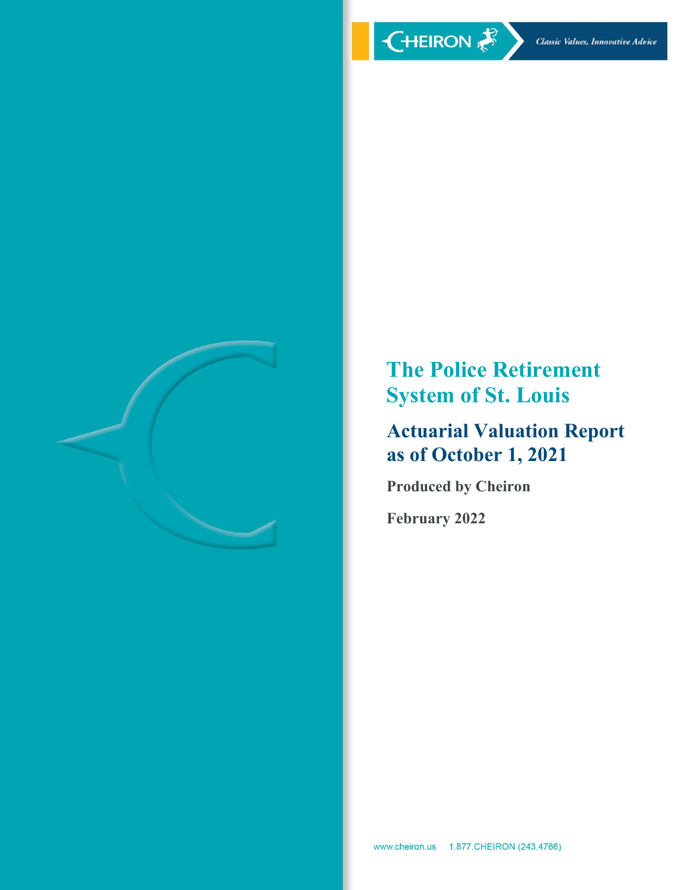CHEIRON

*Classic Values, Innovative Advice*

# The Police Retirement System of St. Louis

## Actuarial Valuation Report as of October 1, 2021

**Produced by Cheiron**

**February 2022**

www.cheiron.us 1.877.CHEIRON (243.4766)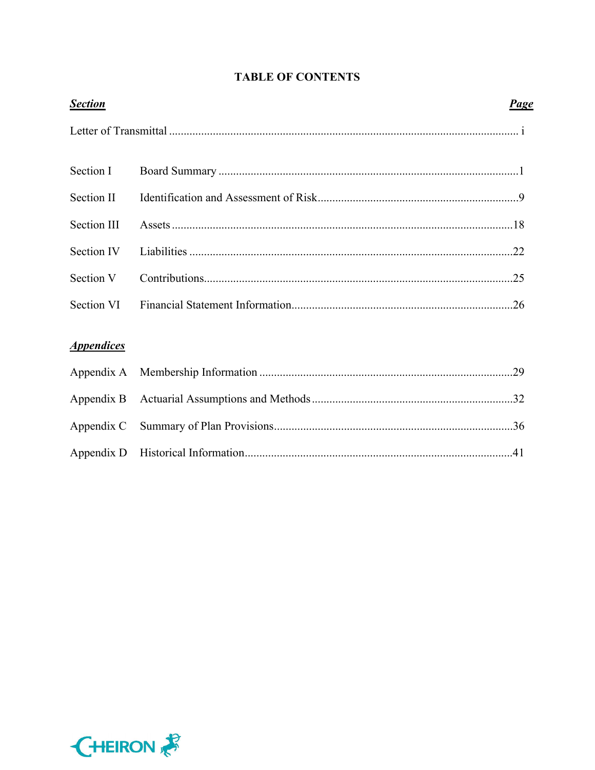# TABLE OF CONTENTS

| ***Section*** | | ***Page*** |
|---|---|---|
| Letter of Transmittal | | i |
| Section I | Board Summary | 1 |
| Section II | Identification and Assessment of Risk | 9 |
| Section III | Assets | 18 |
| Section IV | Liabilities | 22 |
| Section V | Contributions | 25 |
| Section VI | Financial Statement Information | 26 |

***Appendices***

| | | |
|---|---|---|
| Appendix A | Membership Information | 29 |
| Appendix B | Actuarial Assumptions and Methods | 32 |
| Appendix C | Summary of Plan Provisions | 36 |
| Appendix D | Historical Information | 41 |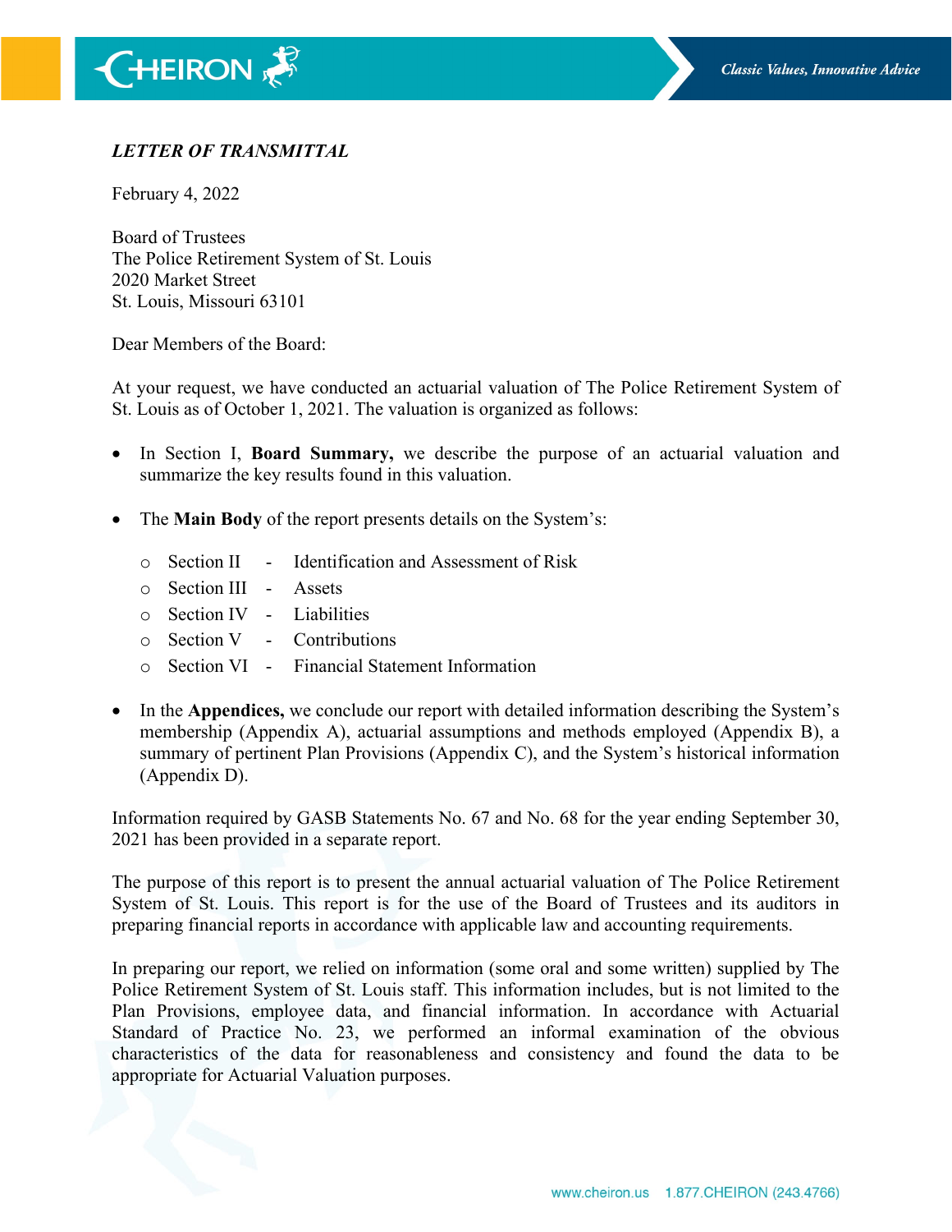***LETTER OF TRANSMITTAL***

February 4, 2022

Board of Trustees
The Police Retirement System of St. Louis
2020 Market Street
St. Louis, Missouri 63101

Dear Members of the Board:

At your request, we have conducted an actuarial valuation of The Police Retirement System of St. Louis as of October 1, 2021. The valuation is organized as follows:

- In Section I, **Board Summary,** we describe the purpose of an actuarial valuation and summarize the key results found in this valuation.
- The **Main Body** of the report presents details on the System's:
  - Section II - Identification and Assessment of Risk
  - Section III - Assets
  - Section IV - Liabilities
  - Section V - Contributions
  - Section VI - Financial Statement Information
- In the **Appendices,** we conclude our report with detailed information describing the System's membership (Appendix A), actuarial assumptions and methods employed (Appendix B), a summary of pertinent Plan Provisions (Appendix C), and the System's historical information (Appendix D).

Information required by GASB Statements No. 67 and No. 68 for the year ending September 30, 2021 has been provided in a separate report.

The purpose of this report is to present the annual actuarial valuation of The Police Retirement System of St. Louis. This report is for the use of the Board of Trustees and its auditors in preparing financial reports in accordance with applicable law and accounting requirements.

In preparing our report, we relied on information (some oral and some written) supplied by The Police Retirement System of St. Louis staff. This information includes, but is not limited to the Plan Provisions, employee data, and financial information. In accordance with Actuarial Standard of Practice No. 23, we performed an informal examination of the obvious characteristics of the data for reasonableness and consistency and found the data to be appropriate for Actuarial Valuation purposes.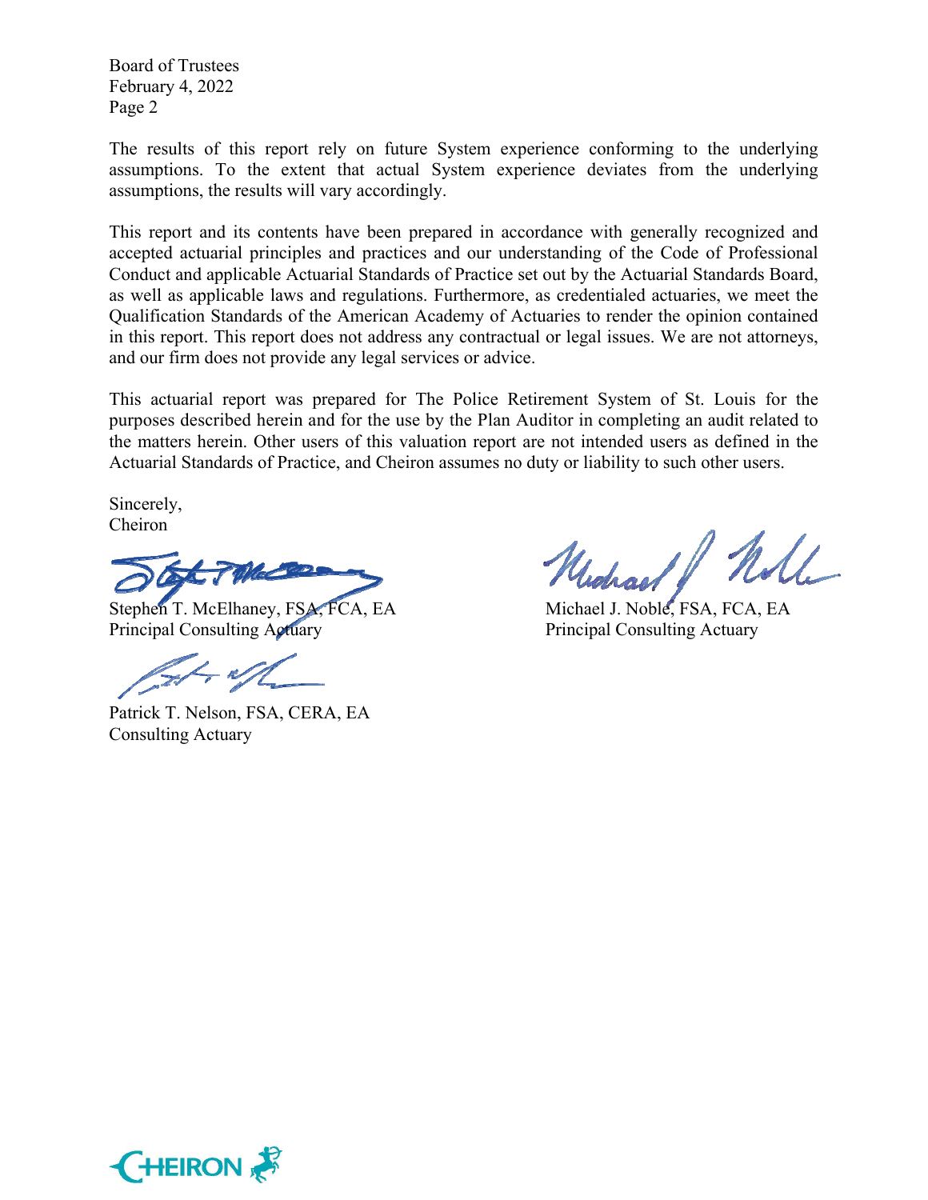Board of Trustees
February 4, 2022

The results of this report rely on future System experience conforming to the underlying assumptions. To the extent that actual System experience deviates from the underlying assumptions, the results will vary accordingly.

This report and its contents have been prepared in accordance with generally recognized and accepted actuarial principles and practices and our understanding of the Code of Professional Conduct and applicable Actuarial Standards of Practice set out by the Actuarial Standards Board, as well as applicable laws and regulations. Furthermore, as credentialed actuaries, we meet the Qualification Standards of the American Academy of Actuaries to render the opinion contained in this report. This report does not address any contractual or legal issues. We are not attorneys, and our firm does not provide any legal services or advice.

This actuarial report was prepared for The Police Retirement System of St. Louis for the purposes described herein and for the use by the Plan Auditor in completing an audit related to the matters herein. Other users of this valuation report are not intended users as defined in the Actuarial Standards of Practice, and Cheiron assumes no duty or liability to such other users.

Sincerely,
Cheiron

Stephen T. McElhaney, FSA, FCA, EA
Principal Consulting Actuary

Michael J. Noble, FSA, FCA, EA
Principal Consulting Actuary

Patrick T. Nelson, FSA, CERA, EA
Consulting Actuary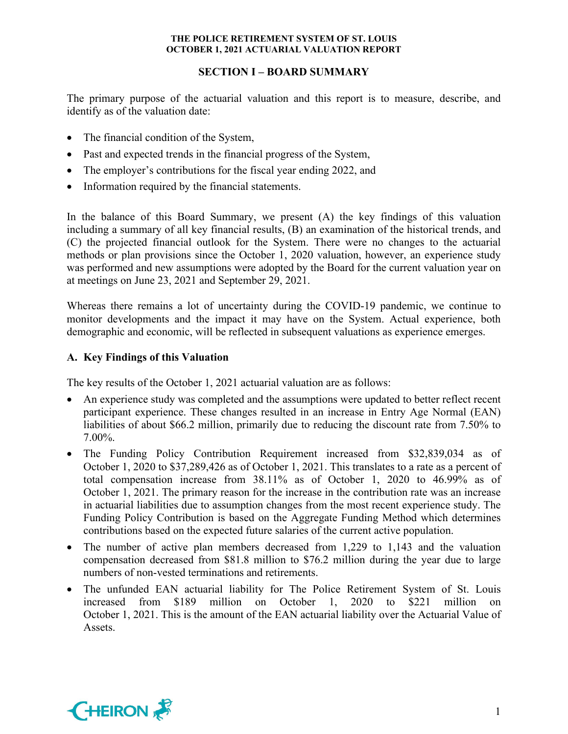## SECTION I – BOARD SUMMARY

The primary purpose of the actuarial valuation and this report is to measure, describe, and identify as of the valuation date:

- The financial condition of the System,
- Past and expected trends in the financial progress of the System,
- The employer's contributions for the fiscal year ending 2022, and
- Information required by the financial statements.

In the balance of this Board Summary, we present (A) the key findings of this valuation including a summary of all key financial results, (B) an examination of the historical trends, and (C) the projected financial outlook for the System. There were no changes to the actuarial methods or plan provisions since the October 1, 2020 valuation, however, an experience study was performed and new assumptions were adopted by the Board for the current valuation year on at meetings on June 23, 2021 and September 29, 2021.

Whereas there remains a lot of uncertainty during the COVID-19 pandemic, we continue to monitor developments and the impact it may have on the System. Actual experience, both demographic and economic, will be reflected in subsequent valuations as experience emerges.

### A. Key Findings of this Valuation

The key results of the October 1, 2021 actuarial valuation are as follows:

- An experience study was completed and the assumptions were updated to better reflect recent participant experience. These changes resulted in an increase in Entry Age Normal (EAN) liabilities of about $66.2 million, primarily due to reducing the discount rate from 7.50% to 7.00%.
- The Funding Policy Contribution Requirement increased from $32,839,034 as of October 1, 2020 to $37,289,426 as of October 1, 2021. This translates to a rate as a percent of total compensation increase from 38.11% as of October 1, 2020 to 46.99% as of October 1, 2021. The primary reason for the increase in the contribution rate was an increase in actuarial liabilities due to assumption changes from the most recent experience study. The Funding Policy Contribution is based on the Aggregate Funding Method which determines contributions based on the expected future salaries of the current active population.
- The number of active plan members decreased from 1,229 to 1,143 and the valuation compensation decreased from $81.8 million to $76.2 million during the year due to large numbers of non-vested terminations and retirements.
- The unfunded EAN actuarial liability for The Police Retirement System of St. Louis increased from $189 million on October 1, 2020 to $221 million on October 1, 2021. This is the amount of the EAN actuarial liability over the Actuarial Value of Assets.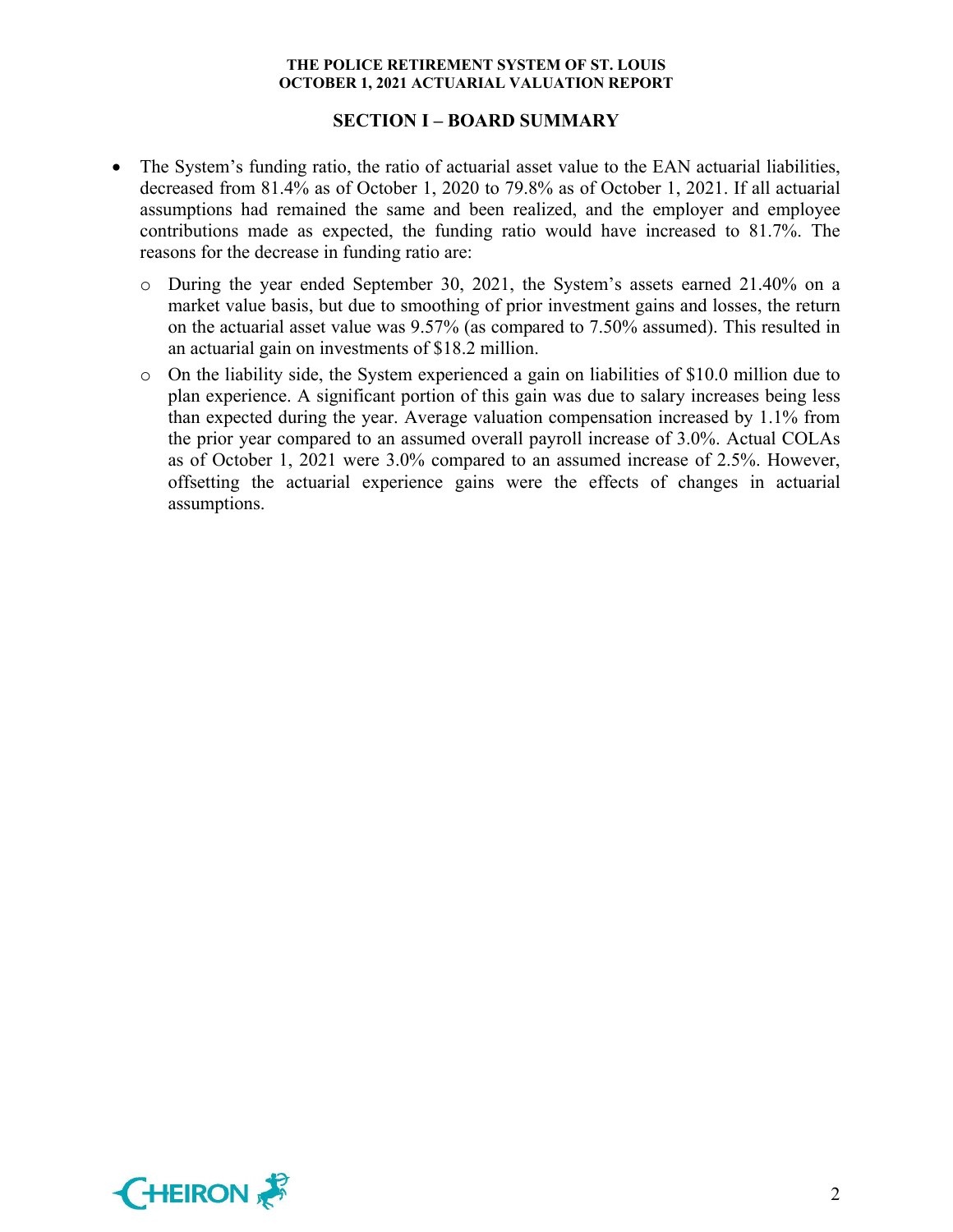## SECTION I – BOARD SUMMARY

- The System's funding ratio, the ratio of actuarial asset value to the EAN actuarial liabilities, decreased from 81.4% as of October 1, 2020 to 79.8% as of October 1, 2021. If all actuarial assumptions had remained the same and been realized, and the employer and employee contributions made as expected, the funding ratio would have increased to 81.7%. The reasons for the decrease in funding ratio are:
  - During the year ended September 30, 2021, the System's assets earned 21.40% on a market value basis, but due to smoothing of prior investment gains and losses, the return on the actuarial asset value was 9.57% (as compared to 7.50% assumed). This resulted in an actuarial gain on investments of $18.2 million.
  - On the liability side, the System experienced a gain on liabilities of $10.0 million due to plan experience. A significant portion of this gain was due to salary increases being less than expected during the year. Average valuation compensation increased by 1.1% from the prior year compared to an assumed overall payroll increase of 3.0%. Actual COLAs as of October 1, 2021 were 3.0% compared to an assumed increase of 2.5%. However, offsetting the actuarial experience gains were the effects of changes in actuarial assumptions.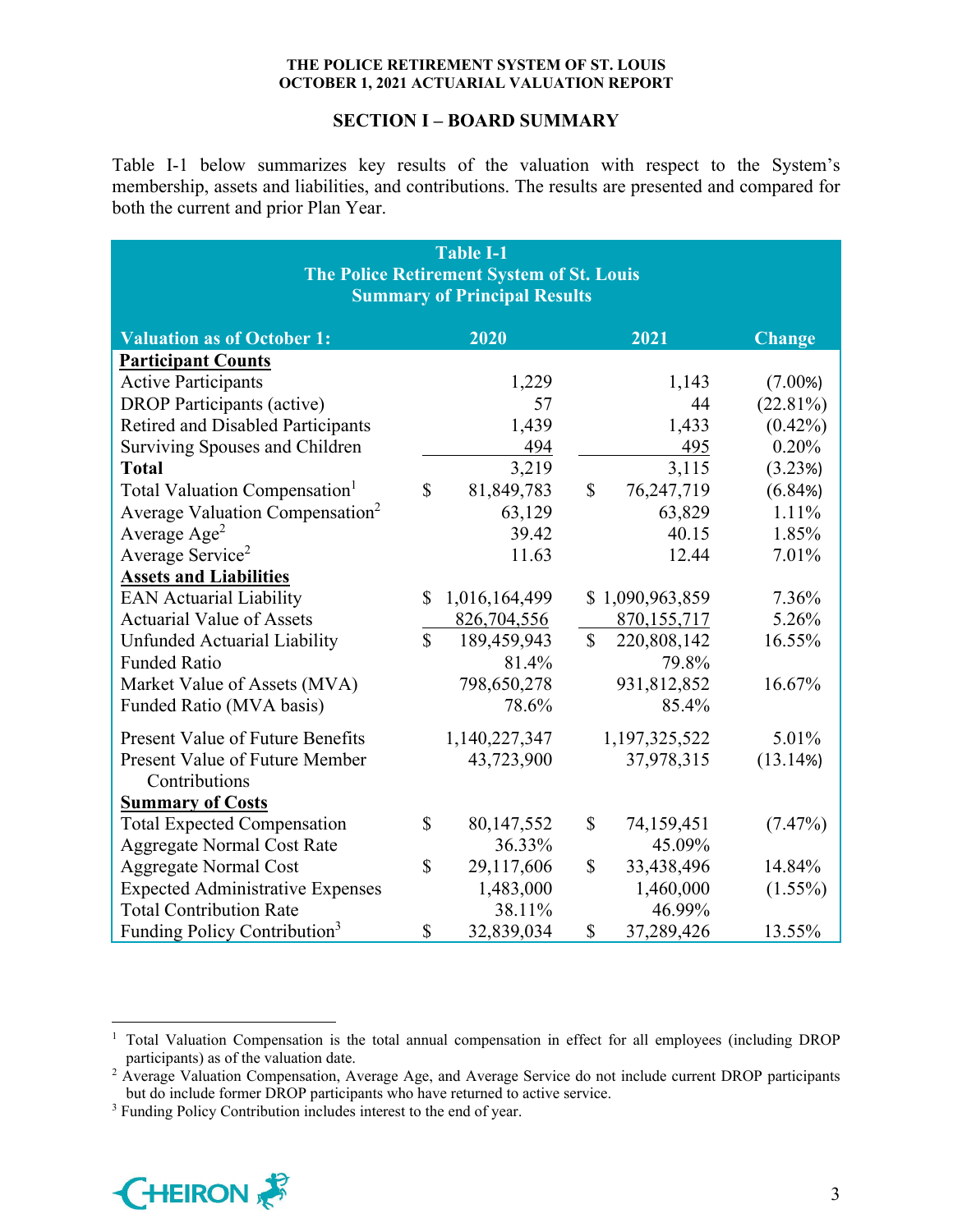## SECTION I – BOARD SUMMARY

Table I-1 below summarizes key results of the valuation with respect to the System's membership, assets and liabilities, and contributions. The results are presented and compared for both the current and prior Plan Year.

**Table I-1**
**The Police Retirement System of St. Louis**
**Summary of Principal Results**

| Valuation as of October 1: | 2020 | 2021 | Change |
|---|---|---|---|
| **Participant Counts** | | | |
| Active Participants | 1,229 | 1,143 | (7.00%) |
| DROP Participants (active) | 57 | 44 | (22.81%) |
| Retired and Disabled Participants | 1,439 | 1,433 | (0.42%) |
| Surviving Spouses and Children | 494 | 495 | 0.20% |
| **Total** | 3,219 | 3,115 | (3.23%) |
| Total Valuation Compensation[1] | $ 81,849,783 | $ 76,247,719 | (6.84%) |
| Average Valuation Compensation[2] | 63,129 | 63,829 | 1.11% |
| Average Age[2] | 39.42 | 40.15 | 1.85% |
| Average Service[2] | 11.63 | 12.44 | 7.01% |
| **Assets and Liabilities** | | | |
| EAN Actuarial Liability | $ 1,016,164,499 | $ 1,090,963,859 | 7.36% |
| Actuarial Value of Assets | 826,704,556 | 870,155,717 | 5.26% |
| Unfunded Actuarial Liability | $ 189,459,943 | $ 220,808,142 | 16.55% |
| Funded Ratio | 81.4% | 79.8% | |
| Market Value of Assets (MVA) | 798,650,278 | 931,812,852 | 16.67% |
| Funded Ratio (MVA basis) | 78.6% | 85.4% | |
| Present Value of Future Benefits | 1,140,227,347 | 1,197,325,522 | 5.01% |
| Present Value of Future Member Contributions | 43,723,900 | 37,978,315 | (13.14%) |
| **Summary of Costs** | | | |
| Total Expected Compensation | $ 80,147,552 | $ 74,159,451 | (7.47%) |
| Aggregate Normal Cost Rate | 36.33% | 45.09% | |
| Aggregate Normal Cost | $ 29,117,606 | $ 33,438,496 | 14.84% |
| Expected Administrative Expenses | 1,483,000 | 1,460,000 | (1.55%) |
| Total Contribution Rate | 38.11% | 46.99% | |
| Funding Policy Contribution[3] | $ 32,839,034 | $ 37,289,426 | 13.55% |

---

[1] Total Valuation Compensation is the total annual compensation in effect for all employees (including DROP participants) as of the valuation date.

[2] Average Valuation Compensation, Average Age, and Average Service do not include current DROP participants but do include former DROP participants who have returned to active service.

[3] Funding Policy Contribution includes interest to the end of year.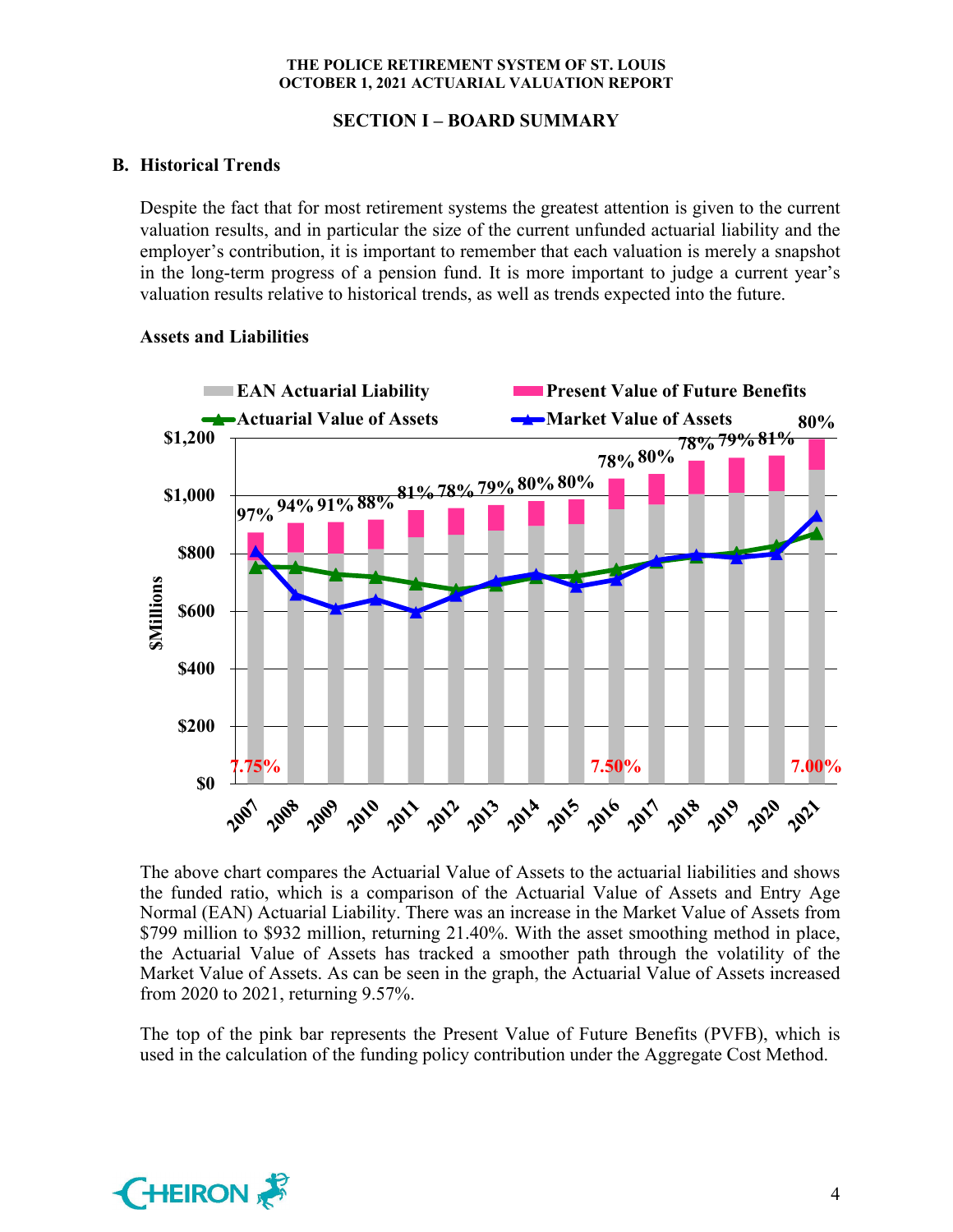## SECTION I – BOARD SUMMARY

### B. Historical Trends

Despite the fact that for most retirement systems the greatest attention is given to the current valuation results, and in particular the size of the current unfunded actuarial liability and the employer's contribution, it is important to remember that each valuation is merely a snapshot in the long-term progress of a pension fund. It is more important to judge a current year's valuation results relative to historical trends, as well as trends expected into the future.

**Assets and Liabilities**

The above chart compares the Actuarial Value of Assets to the actuarial liabilities and shows the funded ratio, which is a comparison of the Actuarial Value of Assets and Entry Age Normal (EAN) Actuarial Liability. There was an increase in the Market Value of Assets from $799 million to $932 million, returning 21.40%. With the asset smoothing method in place, the Actuarial Value of Assets has tracked a smoother path through the volatility of the Market Value of Assets. As can be seen in the graph, the Actuarial Value of Assets increased from 2020 to 2021, returning 9.57%.

The top of the pink bar represents the Present Value of Future Benefits (PVFB), which is used in the calculation of the funding policy contribution under the Aggregate Cost Method.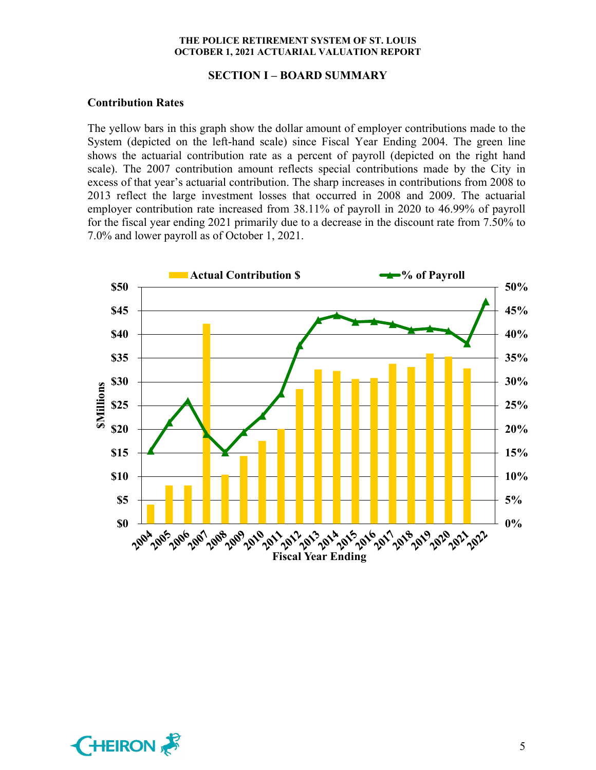## SECTION I – BOARD SUMMARY

### Contribution Rates

The yellow bars in this graph show the dollar amount of employer contributions made to the System (depicted on the left-hand scale) since Fiscal Year Ending 2004. The green line shows the actuarial contribution rate as a percent of payroll (depicted on the right hand scale). The 2007 contribution amount reflects special contributions made by the City in excess of that year's actuarial contribution. The sharp increases in contributions from 2008 to 2013 reflect the large investment losses that occurred in 2008 and 2009. The actuarial employer contribution rate increased from 38.11% of payroll in 2020 to 46.99% of payroll for the fiscal year ending 2021 primarily due to a decrease in the discount rate from 7.50% to 7.0% and lower payroll as of October 1, 2021.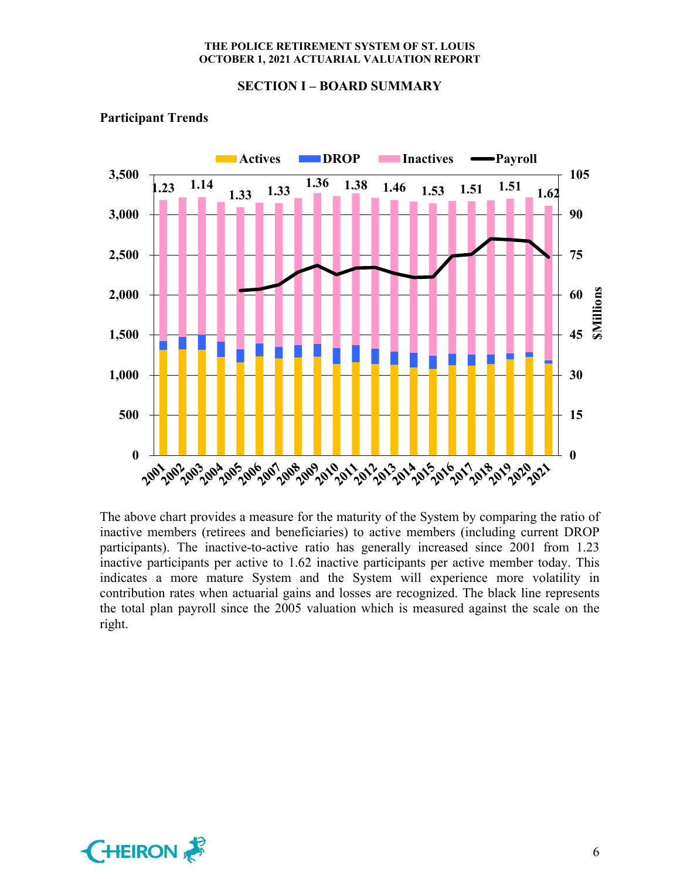## SECTION I – BOARD SUMMARY

### Participant Trends

The above chart provides a measure for the maturity of the System by comparing the ratio of inactive members (retirees and beneficiaries) to active members (including current DROP participants). The inactive-to-active ratio has generally increased since 2001 from 1.23 inactive participants per active to 1.62 inactive participants per active member today. This indicates a more mature System and the System will experience more volatility in contribution rates when actuarial gains and losses are recognized. The black line represents the total plan payroll since the 2005 valuation which is measured against the scale on the right.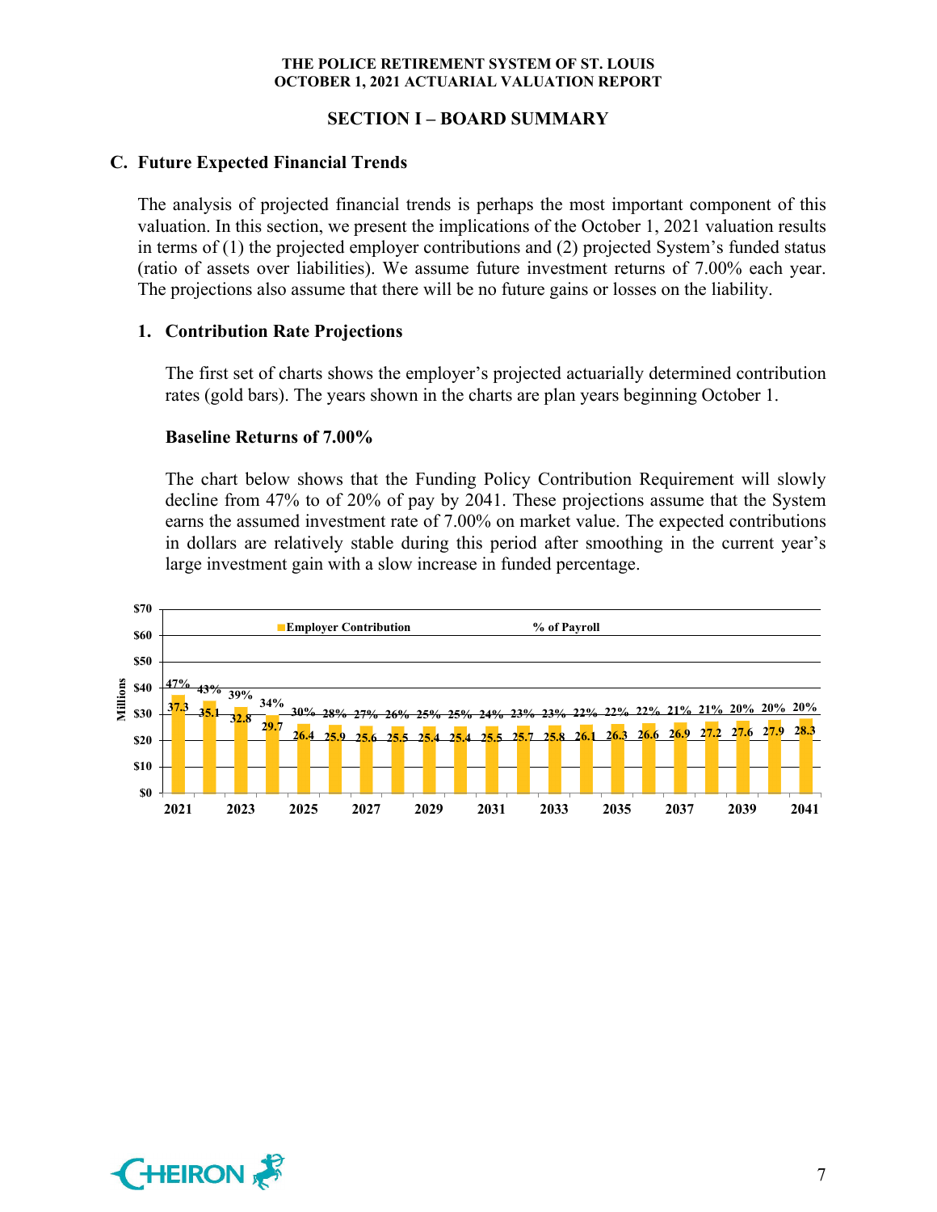## SECTION I – BOARD SUMMARY

### C. Future Expected Financial Trends

The analysis of projected financial trends is perhaps the most important component of this valuation. In this section, we present the implications of the October 1, 2021 valuation results in terms of (1) the projected employer contributions and (2) projected System's funded status (ratio of assets over liabilities). We assume future investment returns of 7.00% each year. The projections also assume that there will be no future gains or losses on the liability.

#### 1. Contribution Rate Projections

The first set of charts shows the employer's projected actuarially determined contribution rates (gold bars). The years shown in the charts are plan years beginning October 1.

**Baseline Returns of 7.00%**

The chart below shows that the Funding Policy Contribution Requirement will slowly decline from 47% to of 20% of pay by 2041. These projections assume that the System earns the assumed investment rate of 7.00% on market value. The expected contributions in dollars are relatively stable during this period after smoothing in the current year's large investment gain with a slow increase in funded percentage.

| Year | Employer Contribution (Millions) | % of Payroll |
|---|---|---|
| 2021 | 37.3 | 47% |
| 2022 | 35.1 | 43% |
| 2023 | 32.8 | 39% |
| 2024 | 29.7 | 34% |
| 2025 | 26.4 | 30% |
| 2026 | 25.9 | 28% |
| 2027 | 25.6 | 27% |
| 2028 | 25.5 | 26% |
| 2029 | 25.4 | 25% |
| 2030 | 25.4 | 25% |
| 2031 | 25.5 | 24% |
| 2032 | 25.7 | 23% |
| 2033 | 25.8 | 23% |
| 2034 | 26.1 | 22% |
| 2035 | 26.3 | 22% |
| 2036 | 26.6 | 22% |
| 2037 | 26.9 | 21% |
| 2038 | 27.2 | 21% |
| 2039 | 27.6 | 20% |
| 2040 | 27.9 | 20% |
| 2041 | 28.3 | 20% |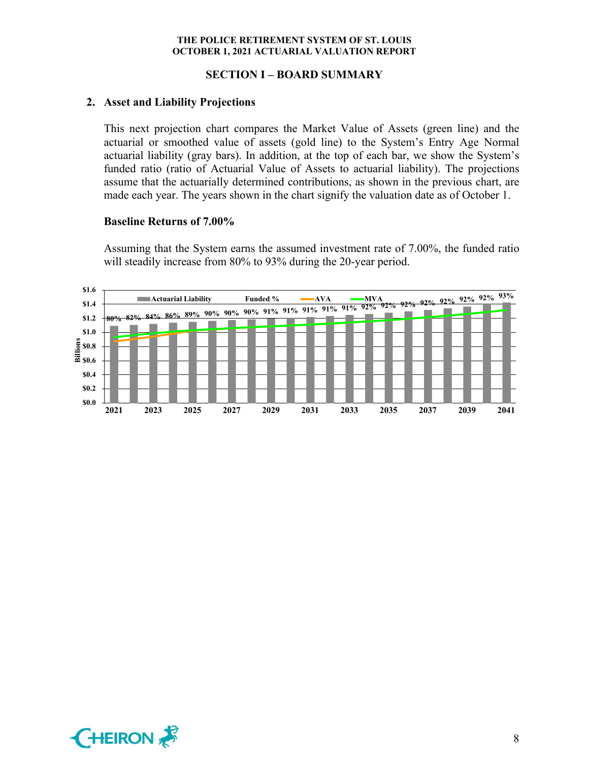## SECTION I – BOARD SUMMARY

### 2. Asset and Liability Projections

This next projection chart compares the Market Value of Assets (green line) and the actuarial or smoothed value of assets (gold line) to the System's Entry Age Normal actuarial liability (gray bars). In addition, at the top of each bar, we show the System's funded ratio (ratio of Actuarial Value of Assets to actuarial liability). The projections assume that the actuarially determined contributions, as shown in the previous chart, are made each year. The years shown in the chart signify the valuation date as of October 1.

#### Baseline Returns of 7.00%

Assuming that the System earns the assumed investment rate of 7.00%, the funded ratio will steadily increase from 80% to 93% during the 20-year period.

| Year | Funded % |
|---|---|
| 2021 | 80% |
| 2022 | 82% |
| 2023 | 84% |
| 2024 | 86% |
| 2025 | 89% |
| 2026 | 90% |
| 2027 | 90% |
| 2028 | 90% |
| 2029 | 91% |
| 2030 | 91% |
| 2031 | 91% |
| 2032 | 91% |
| 2033 | 91% |
| 2034 | 92% |
| 2035 | 92% |
| 2036 | 92% |
| 2037 | 92% |
| 2038 | 92% |
| 2039 | 92% |
| 2040 | 92% |
| 2041 | 93% |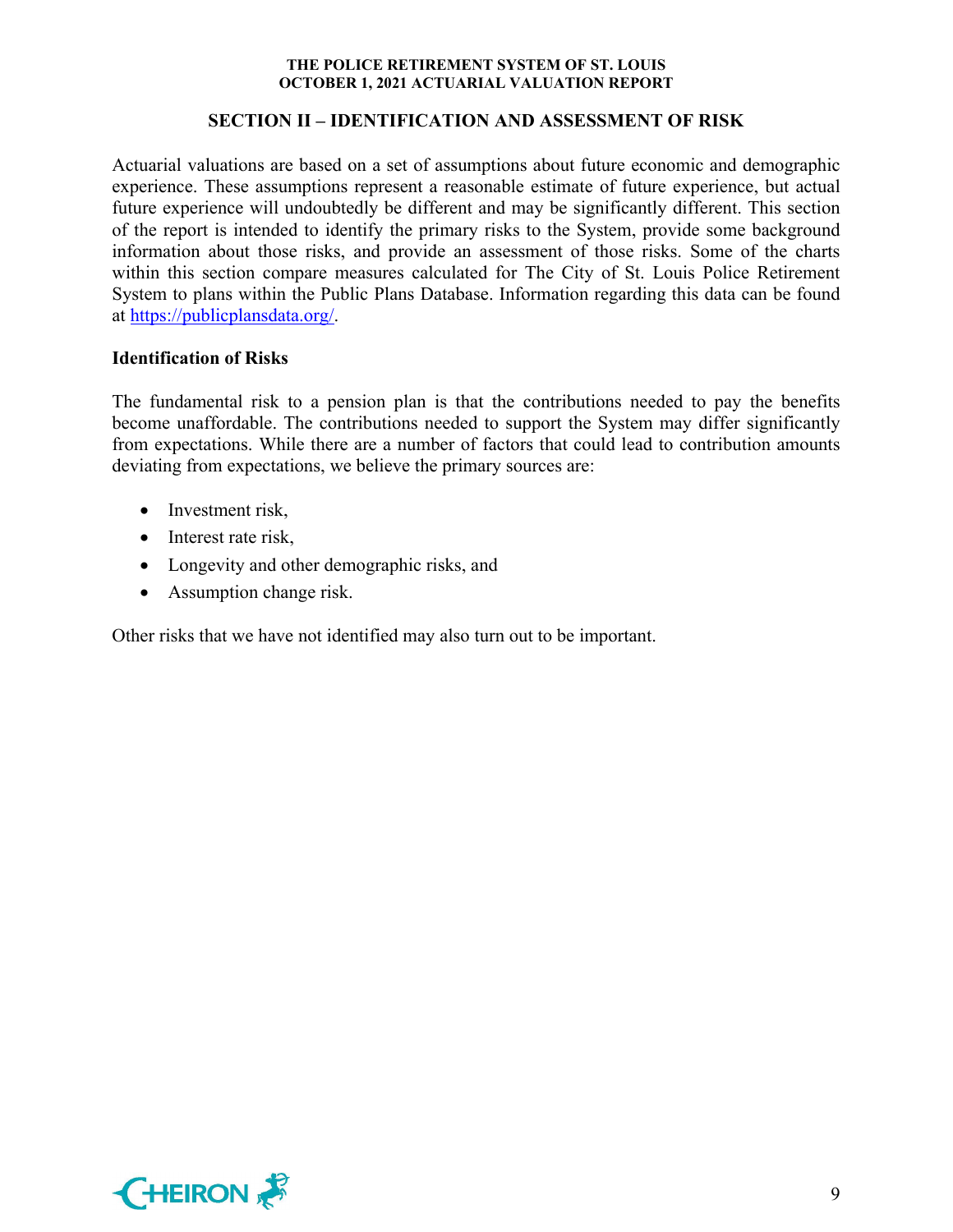## SECTION II – IDENTIFICATION AND ASSESSMENT OF RISK

Actuarial valuations are based on a set of assumptions about future economic and demographic experience. These assumptions represent a reasonable estimate of future experience, but actual future experience will undoubtedly be different and may be significantly different. This section of the report is intended to identify the primary risks to the System, provide some background information about those risks, and provide an assessment of those risks. Some of the charts within this section compare measures calculated for The City of St. Louis Police Retirement System to plans within the Public Plans Database. Information regarding this data can be found at https://publicplansdata.org/.

### Identification of Risks

The fundamental risk to a pension plan is that the contributions needed to pay the benefits become unaffordable. The contributions needed to support the System may differ significantly from expectations. While there are a number of factors that could lead to contribution amounts deviating from expectations, we believe the primary sources are:

- Investment risk,
- Interest rate risk,
- Longevity and other demographic risks, and
- Assumption change risk.

Other risks that we have not identified may also turn out to be important.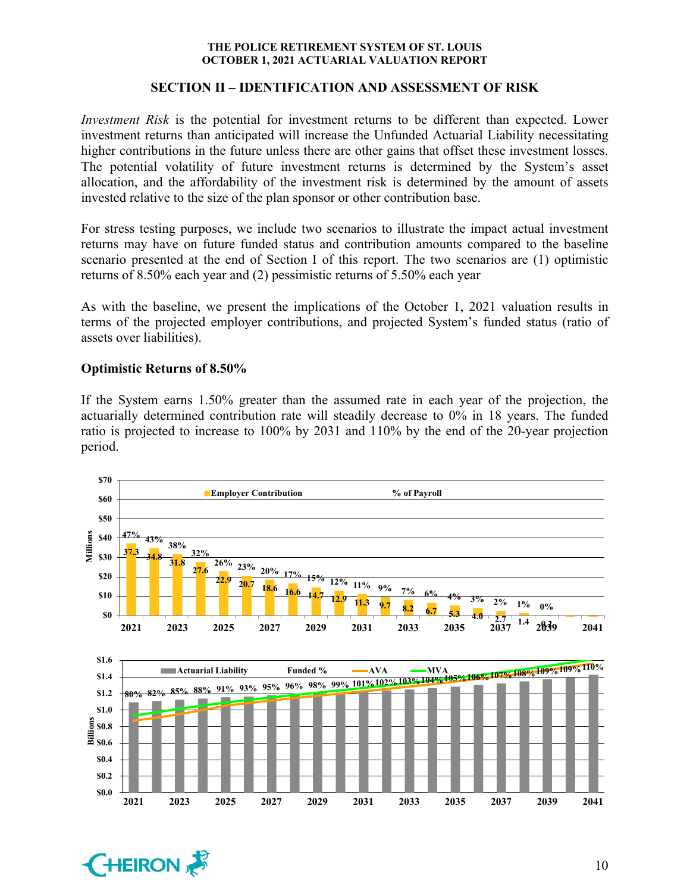## SECTION II – IDENTIFICATION AND ASSESSMENT OF RISK

*Investment Risk* is the potential for investment returns to be different than expected. Lower investment returns than anticipated will increase the Unfunded Actuarial Liability necessitating higher contributions in the future unless there are other gains that offset these investment losses. The potential volatility of future investment returns is determined by the System's asset allocation, and the affordability of the investment risk is determined by the amount of assets invested relative to the size of the plan sponsor or other contribution base.

For stress testing purposes, we include two scenarios to illustrate the impact actual investment returns may have on future funded status and contribution amounts compared to the baseline scenario presented at the end of Section I of this report. The two scenarios are (1) optimistic returns of 8.50% each year and (2) pessimistic returns of 5.50% each year

As with the baseline, we present the implications of the October 1, 2021 valuation results in terms of the projected employer contributions, and projected System's funded status (ratio of assets over liabilities).

### Optimistic Returns of 8.50%

If the System earns 1.50% greater than the assumed rate in each year of the projection, the actuarially determined contribution rate will steadily decrease to 0% in 18 years. The funded ratio is projected to increase to 100% by 2031 and 110% by the end of the 20-year projection period.

| Year | Employer Contribution (Millions) | % of Payroll |
|---|---|---|
| 2021 | 37.3 | 47% |
| 2022 | 34.8 | 43% |
| 2023 | 31.8 | 38% |
| 2024 | 27.6 | 32% |
| 2025 | 22.9 | 26% |
| 2026 | 20.7 | 23% |
| 2027 | 18.6 | 20% |
| 2028 | 16.6 | 17% |
| 2029 | 14.7 | 15% |
| 2030 | 12.9 | 12% |
| 2031 | 11.3 | 11% |
| 2032 | 9.7 | 9% |
| 2033 | 8.2 | 7% |
| 2034 | 6.7 | 6% |
| 2035 | 5.3 | 4% |
| 2036 | 4.0 | 3% |
| 2037 | 2.7 | 2% |
| 2038 | 1.4 | 1% |
| 2039 | 0.2 | 0% |
| 2040 | | |
| 2041 | | |

| Year | Funded % |
|---|---|
| 2021 | 80% |
| 2022 | 82% |
| 2023 | 85% |
| 2024 | 88% |
| 2025 | 91% |
| 2026 | 93% |
| 2027 | 95% |
| 2028 | 96% |
| 2029 | 98% |
| 2030 | 99% |
| 2031 | 101% |
| 2032 | 102% |
| 2033 | 103% |
| 2034 | 104% |
| 2035 | 105% |
| 2036 | 106% |
| 2037 | 107% |
| 2038 | 108% |
| 2039 | 109% |
| 2040 | 109% |
| 2041 | 110% |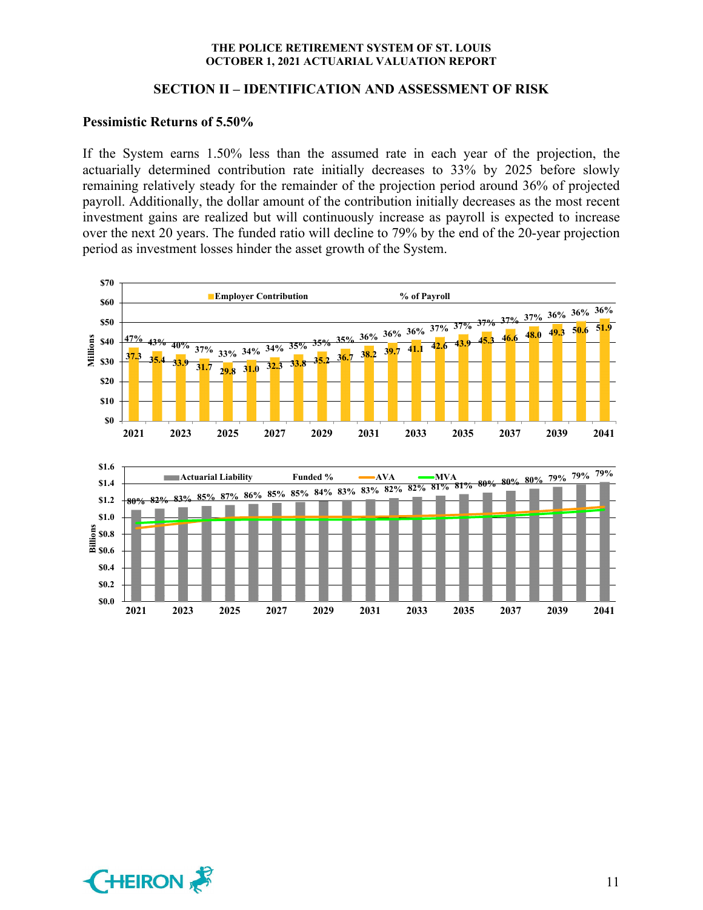## SECTION II – IDENTIFICATION AND ASSESSMENT OF RISK

### Pessimistic Returns of 5.50%

If the System earns 1.50% less than the assumed rate in each year of the projection, the actuarially determined contribution rate initially decreases to 33% by 2025 before slowly remaining relatively steady for the remainder of the projection period around 36% of projected payroll. Additionally, the dollar amount of the contribution initially decreases as the most recent investment gains are realized but will continuously increase as payroll is expected to increase over the next 20 years. The funded ratio will decline to 79% by the end of the 20-year projection period as investment losses hinder the asset growth of the System.

| Year | Employer Contribution (Millions) | % of Payroll |
|---|---|---|
| 2021 | 37.3 | 47% |
| 2022 | 35.4 | 43% |
| 2023 | 33.9 | 40% |
| 2024 | 31.7 | 37% |
| 2025 | 29.8 | 33% |
| 2026 | 31.0 | 34% |
| 2027 | 32.3 | 34% |
| 2028 | 33.8 | 35% |
| 2029 | 35.2 | 35% |
| 2030 | 36.7 | 35% |
| 2031 | 38.2 | 36% |
| 2032 | 39.7 | 36% |
| 2033 | 41.1 | 36% |
| 2034 | 42.6 | 37% |
| 2035 | 43.9 | 37% |
| 2036 | 45.3 | 37% |
| 2037 | 46.6 | 37% |
| 2038 | 48.0 | 37% |
| 2039 | 49.3 | 36% |
| 2040 | 50.6 | 36% |
| 2041 | 51.9 | 36% |

| Year | Funded % |
|---|---|
| 2021 | 80% |
| 2022 | 82% |
| 2023 | 83% |
| 2024 | 85% |
| 2025 | 87% |
| 2026 | 86% |
| 2027 | 85% |
| 2028 | 85% |
| 2029 | 84% |
| 2030 | 83% |
| 2031 | 83% |
| 2032 | 82% |
| 2033 | 82% |
| 2034 | 81% |
| 2035 | 81% |
| 2036 | 80% |
| 2037 | 80% |
| 2038 | 80% |
| 2039 | 79% |
| 2040 | 79% |
| 2041 | 79% |

(Chart: Actuarial Liability, AVA, and MVA in Billions, 2021–2041)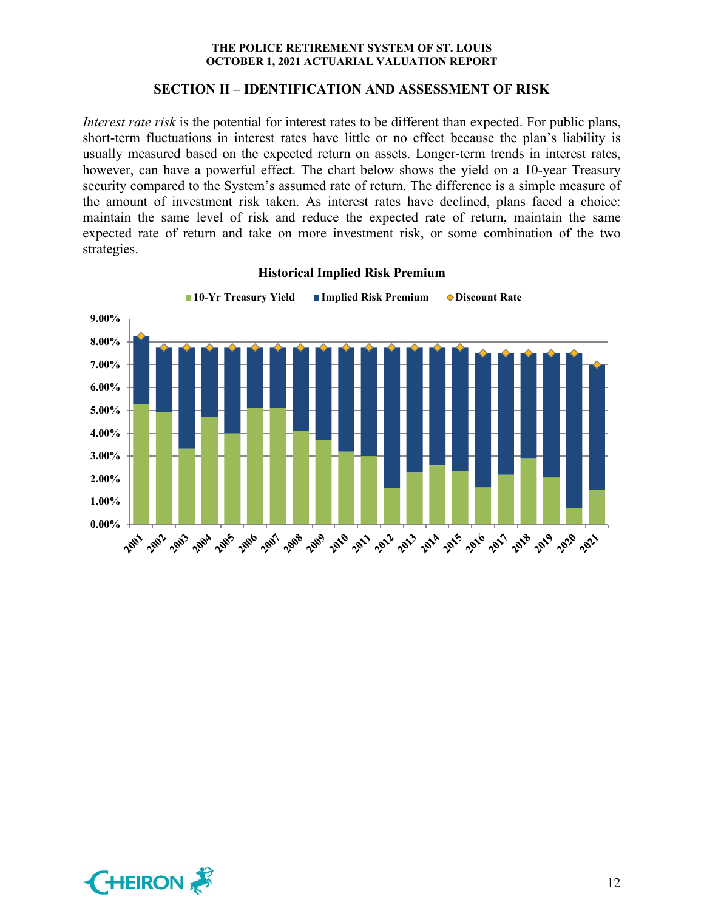## SECTION II – IDENTIFICATION AND ASSESSMENT OF RISK

*Interest rate risk* is the potential for interest rates to be different than expected. For public plans, short-term fluctuations in interest rates have little or no effect because the plan's liability is usually measured based on the expected return on assets. Longer-term trends in interest rates, however, can have a powerful effect. The chart below shows the yield on a 10-year Treasury security compared to the System's assumed rate of return. The difference is a simple measure of the amount of investment risk taken. As interest rates have declined, plans faced a choice: maintain the same level of risk and reduce the expected rate of return, maintain the same expected rate of return and take on more investment risk, or some combination of the two strategies.

**Historical Implied Risk Premium**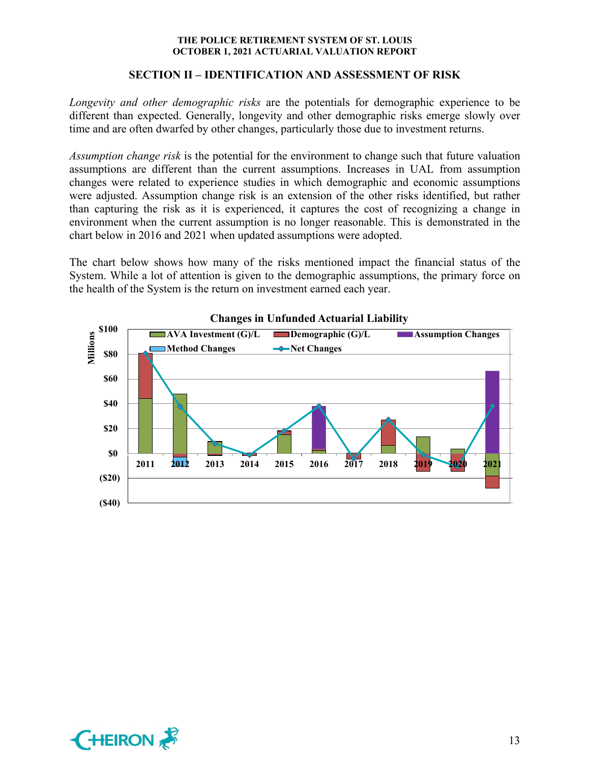## SECTION II – IDENTIFICATION AND ASSESSMENT OF RISK

*Longevity and other demographic risks* are the potentials for demographic experience to be different than expected. Generally, longevity and other demographic risks emerge slowly over time and are often dwarfed by other changes, particularly those due to investment returns.

*Assumption change risk* is the potential for the environment to change such that future valuation assumptions are different than the current assumptions. Increases in UAL from assumption changes were related to experience studies in which demographic and economic assumptions were adjusted. Assumption change risk is an extension of the other risks identified, but rather than capturing the risk as it is experienced, it captures the cost of recognizing a change in environment when the current assumption is no longer reasonable. This is demonstrated in the chart below in 2016 and 2021 when updated assumptions were adopted.

The chart below shows how many of the risks mentioned impact the financial status of the System. While a lot of attention is given to the demographic assumptions, the primary force on the health of the System is the return on investment earned each year.

**Changes in Unfunded Actuarial Liability**

Millions

Legend: AVA Investment (G)/L; Demographic (G)/L; Assumption Changes; Method Changes; Net Changes

Y-axis: $100, $80, $60, $40, $20, $0, ($20), ($40)

X-axis: 2011, 2012, 2013, 2014, 2015, 2016, 2017, 2018, 2019, 2020, 2021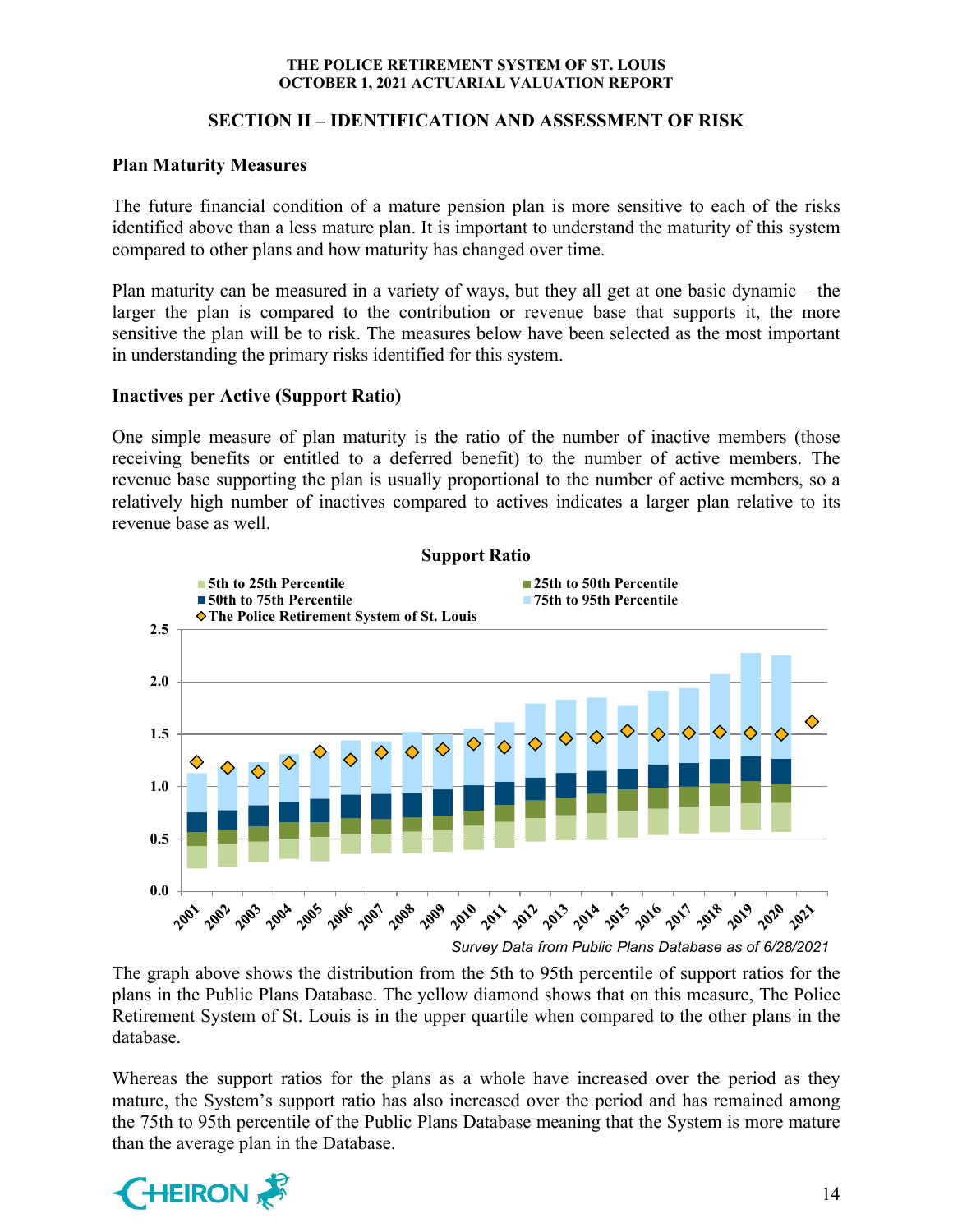## SECTION II – IDENTIFICATION AND ASSESSMENT OF RISK

### Plan Maturity Measures

The future financial condition of a mature pension plan is more sensitive to each of the risks identified above than a less mature plan. It is important to understand the maturity of this system compared to other plans and how maturity has changed over time.

Plan maturity can be measured in a variety of ways, but they all get at one basic dynamic – the larger the plan is compared to the contribution or revenue base that supports it, the more sensitive the plan will be to risk. The measures below have been selected as the most important in understanding the primary risks identified for this system.

### Inactives per Active (Support Ratio)

One simple measure of plan maturity is the ratio of the number of inactive members (those receiving benefits or entitled to a deferred benefit) to the number of active members. The revenue base supporting the plan is usually proportional to the number of active members, so a relatively high number of inactives compared to actives indicates a larger plan relative to its revenue base as well.

**Support Ratio**

*Survey Data from Public Plans Database as of 6/28/2021*

The graph above shows the distribution from the 5th to 95th percentile of support ratios for the plans in the Public Plans Database. The yellow diamond shows that on this measure, The Police Retirement System of St. Louis is in the upper quartile when compared to the other plans in the database.

Whereas the support ratios for the plans as a whole have increased over the period as they mature, the System's support ratio has also increased over the period and has remained among the 75th to 95th percentile of the Public Plans Database meaning that the System is more mature than the average plan in the Database.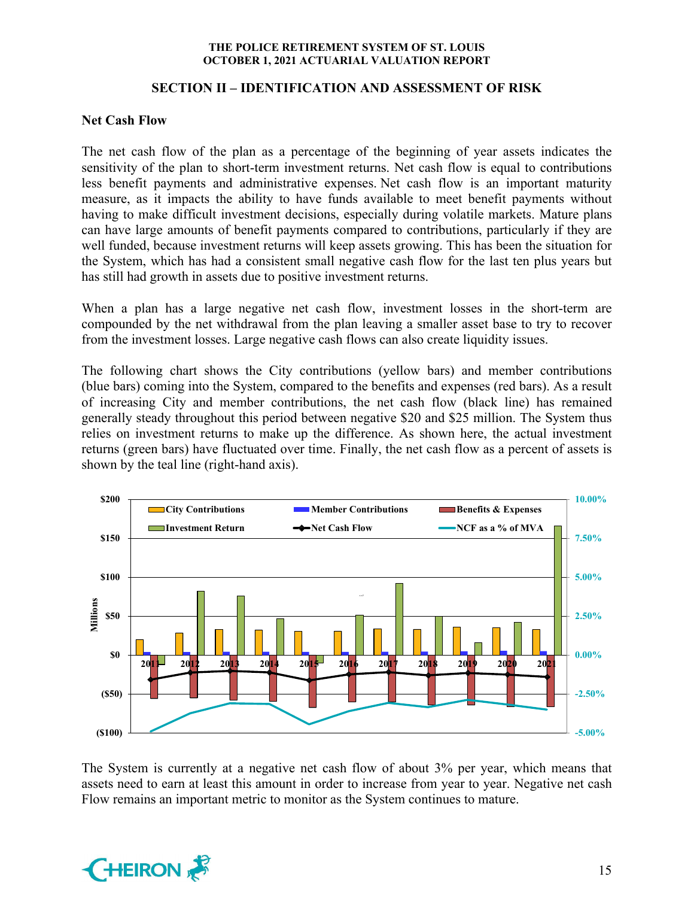## SECTION II – IDENTIFICATION AND ASSESSMENT OF RISK

### Net Cash Flow

The net cash flow of the plan as a percentage of the beginning of year assets indicates the sensitivity of the plan to short-term investment returns. Net cash flow is equal to contributions less benefit payments and administrative expenses. Net cash flow is an important maturity measure, as it impacts the ability to have funds available to meet benefit payments without having to make difficult investment decisions, especially during volatile markets. Mature plans can have large amounts of benefit payments compared to contributions, particularly if they are well funded, because investment returns will keep assets growing. This has been the situation for the System, which has had a consistent small negative cash flow for the last ten plus years but has still had growth in assets due to positive investment returns.

When a plan has a large negative net cash flow, investment losses in the short-term are compounded by the net withdrawal from the plan leaving a smaller asset base to try to recover from the investment losses. Large negative cash flows can also create liquidity issues.

The following chart shows the City contributions (yellow bars) and member contributions (blue bars) coming into the System, compared to the benefits and expenses (red bars). As a result of increasing City and member contributions, the net cash flow (black line) has remained generally steady throughout this period between negative \$20 and \$25 million. The System thus relies on investment returns to make up the difference. As shown here, the actual investment returns (green bars) have fluctuated over time. Finally, the net cash flow as a percent of assets is shown by the teal line (right-hand axis).

The System is currently at a negative net cash flow of about 3% per year, which means that assets need to earn at least this amount in order to increase from year to year. Negative net cash Flow remains an important metric to monitor as the System continues to mature.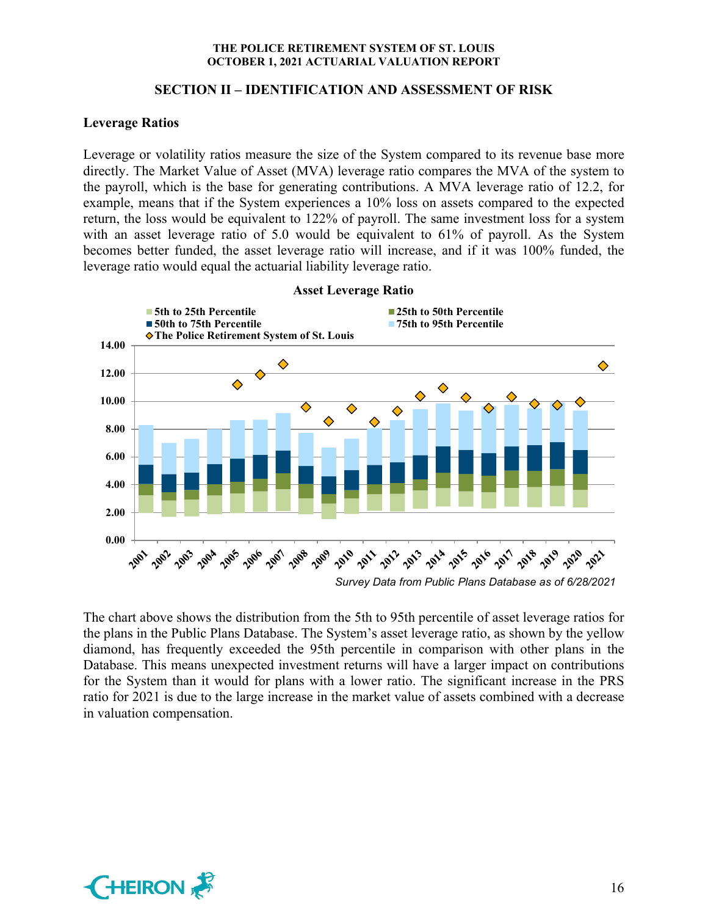## SECTION II – IDENTIFICATION AND ASSESSMENT OF RISK

### Leverage Ratios

Leverage or volatility ratios measure the size of the System compared to its revenue base more directly. The Market Value of Asset (MVA) leverage ratio compares the MVA of the system to the payroll, which is the base for generating contributions. A MVA leverage ratio of 12.2, for example, means that if the System experiences a 10% loss on assets compared to the expected return, the loss would be equivalent to 122% of payroll. The same investment loss for a system with an asset leverage ratio of 5.0 would be equivalent to 61% of payroll. As the System becomes better funded, the asset leverage ratio will increase, and if it was 100% funded, the leverage ratio would equal the actuarial liability leverage ratio.

**Asset Leverage Ratio**

*Survey Data from Public Plans Database as of 6/28/2021*

The chart above shows the distribution from the 5th to 95th percentile of asset leverage ratios for the plans in the Public Plans Database. The System's asset leverage ratio, as shown by the yellow diamond, has frequently exceeded the 95th percentile in comparison with other plans in the Database. This means unexpected investment returns will have a larger impact on contributions for the System than it would for plans with a lower ratio. The significant increase in the PRS ratio for 2021 is due to the large increase in the market value of assets combined with a decrease in valuation compensation.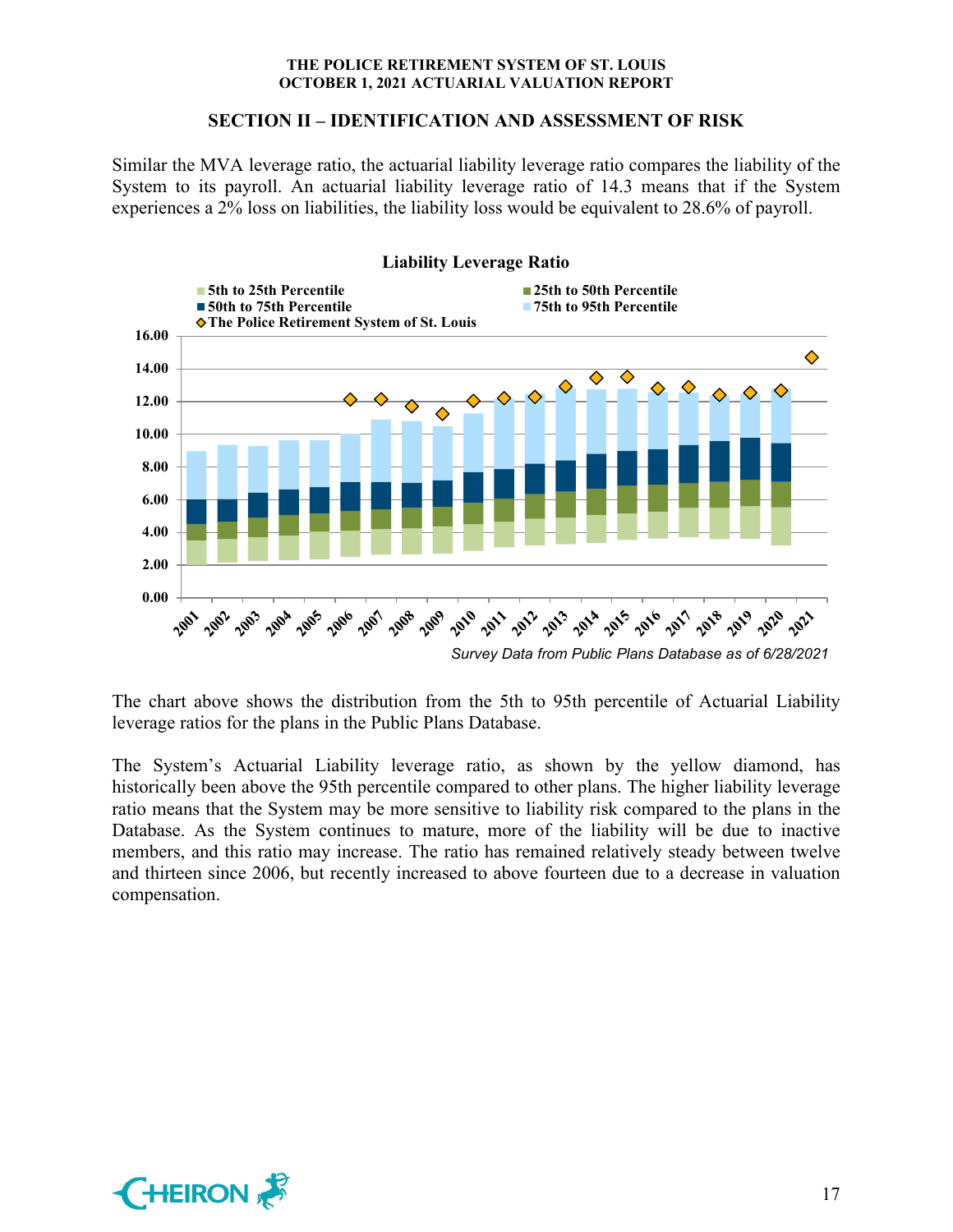## SECTION II – IDENTIFICATION AND ASSESSMENT OF RISK

Similar the MVA leverage ratio, the actuarial liability leverage ratio compares the liability of the System to its payroll. An actuarial liability leverage ratio of 14.3 means that if the System experiences a 2% loss on liabilities, the liability loss would be equivalent to 28.6% of payroll.

**Liability Leverage Ratio**

*Survey Data from Public Plans Database as of 6/28/2021*

The chart above shows the distribution from the 5th to 95th percentile of Actuarial Liability leverage ratios for the plans in the Public Plans Database.

The System's Actuarial Liability leverage ratio, as shown by the yellow diamond, has historically been above the 95th percentile compared to other plans. The higher liability leverage ratio means that the System may be more sensitive to liability risk compared to the plans in the Database. As the System continues to mature, more of the liability will be due to inactive members, and this ratio may increase. The ratio has remained relatively steady between twelve and thirteen since 2006, but recently increased to above fourteen due to a decrease in valuation compensation.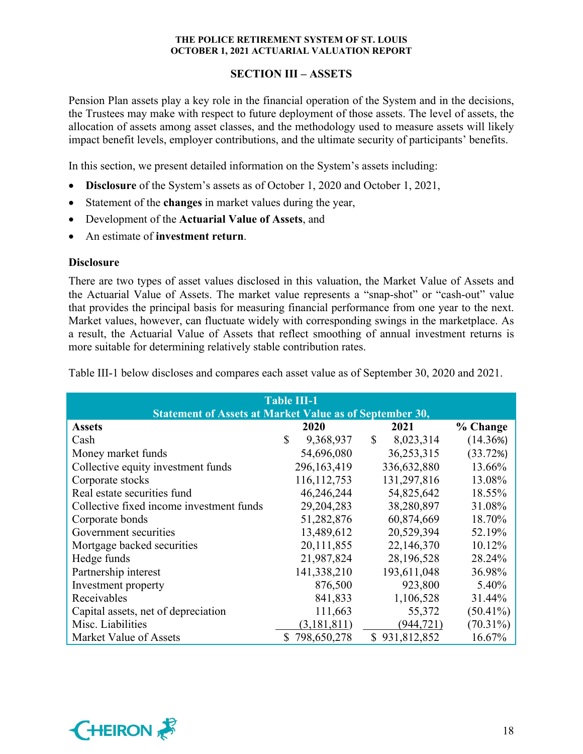## SECTION III – ASSETS

Pension Plan assets play a key role in the financial operation of the System and in the decisions, the Trustees may make with respect to future deployment of those assets. The level of assets, the allocation of assets among asset classes, and the methodology used to measure assets will likely impact benefit levels, employer contributions, and the ultimate security of participants' benefits.

In this section, we present detailed information on the System's assets including:

- **Disclosure** of the System's assets as of October 1, 2020 and October 1, 2021,
- Statement of the **changes** in market values during the year,
- Development of the **Actuarial Value of Assets**, and
- An estimate of **investment return**.

### Disclosure

There are two types of asset values disclosed in this valuation, the Market Value of Assets and the Actuarial Value of Assets. The market value represents a "snap-shot" or "cash-out" value that provides the principal basis for measuring financial performance from one year to the next. Market values, however, can fluctuate widely with corresponding swings in the marketplace. As a result, the Actuarial Value of Assets that reflect smoothing of annual investment returns is more suitable for determining relatively stable contribution rates.

Table III-1 below discloses and compares each asset value as of September 30, 2020 and 2021.

**Table III-1**
**Statement of Assets at Market Value as of September 30,**

| Assets | 2020 | 2021 | % Change |
|---|---|---|---|
| Cash | $ 9,368,937 | $ 8,023,314 | (14.36%) |
| Money market funds | 54,696,080 | 36,253,315 | (33.72%) |
| Collective equity investment funds | 296,163,419 | 336,632,880 | 13.66% |
| Corporate stocks | 116,112,753 | 131,297,816 | 13.08% |
| Real estate securities fund | 46,246,244 | 54,825,642 | 18.55% |
| Collective fixed income investment funds | 29,204,283 | 38,280,897 | 31.08% |
| Corporate bonds | 51,282,876 | 60,874,669 | 18.70% |
| Government securities | 13,489,612 | 20,529,394 | 52.19% |
| Mortgage backed securities | 20,111,855 | 22,146,370 | 10.12% |
| Hedge funds | 21,987,824 | 28,196,528 | 28.24% |
| Partnership interest | 141,338,210 | 193,611,048 | 36.98% |
| Investment property | 876,500 | 923,800 | 5.40% |
| Receivables | 841,833 | 1,106,528 | 31.44% |
| Capital assets, net of depreciation | 111,663 | 55,372 | (50.41%) |
| Misc. Liabilities | (3,181,811) | (944,721) | (70.31%) |
| Market Value of Assets | $ 798,650,278 | $ 931,812,852 | 16.67% |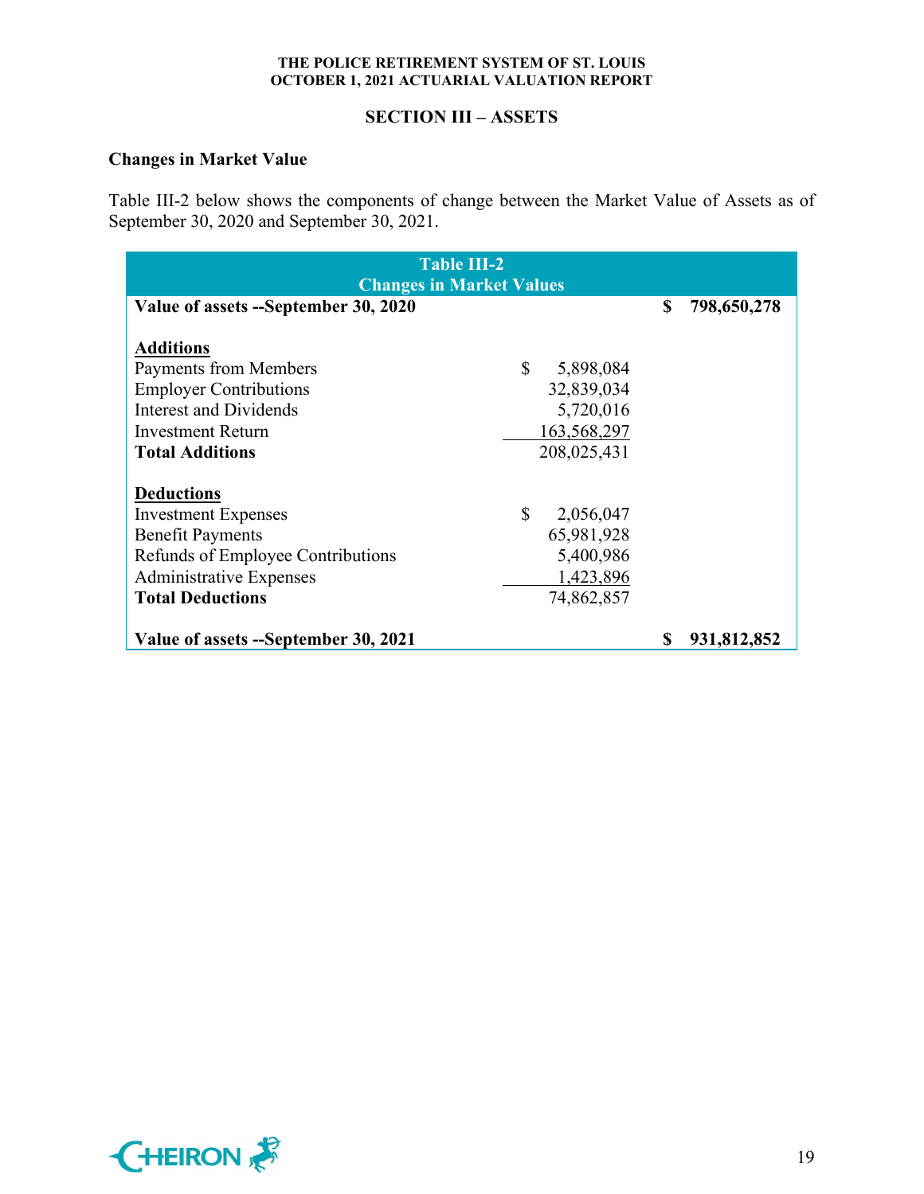## SECTION III – ASSETS

### Changes in Market Value

Table III-2 below shows the components of change between the Market Value of Assets as of September 30, 2020 and September 30, 2021.

| Table III-2 Changes in Market Values | | |
|---|---|---|
| **Value of assets --September 30, 2020** | | **$ 798,650,278** |
| | | |
| **Additions** | | |
| Payments from Members | $ 5,898,084 | |
| Employer Contributions | 32,839,034 | |
| Interest and Dividends | 5,720,016 | |
| Investment Return | 163,568,297 | |
| **Total Additions** | 208,025,431 | |
| | | |
| **Deductions** | | |
| Investment Expenses | $ 2,056,047 | |
| Benefit Payments | 65,981,928 | |
| Refunds of Employee Contributions | 5,400,986 | |
| Administrative Expenses | 1,423,896 | |
| **Total Deductions** | 74,862,857 | |
| | | |
| **Value of assets --September 30, 2021** | | **$ 931,812,852** |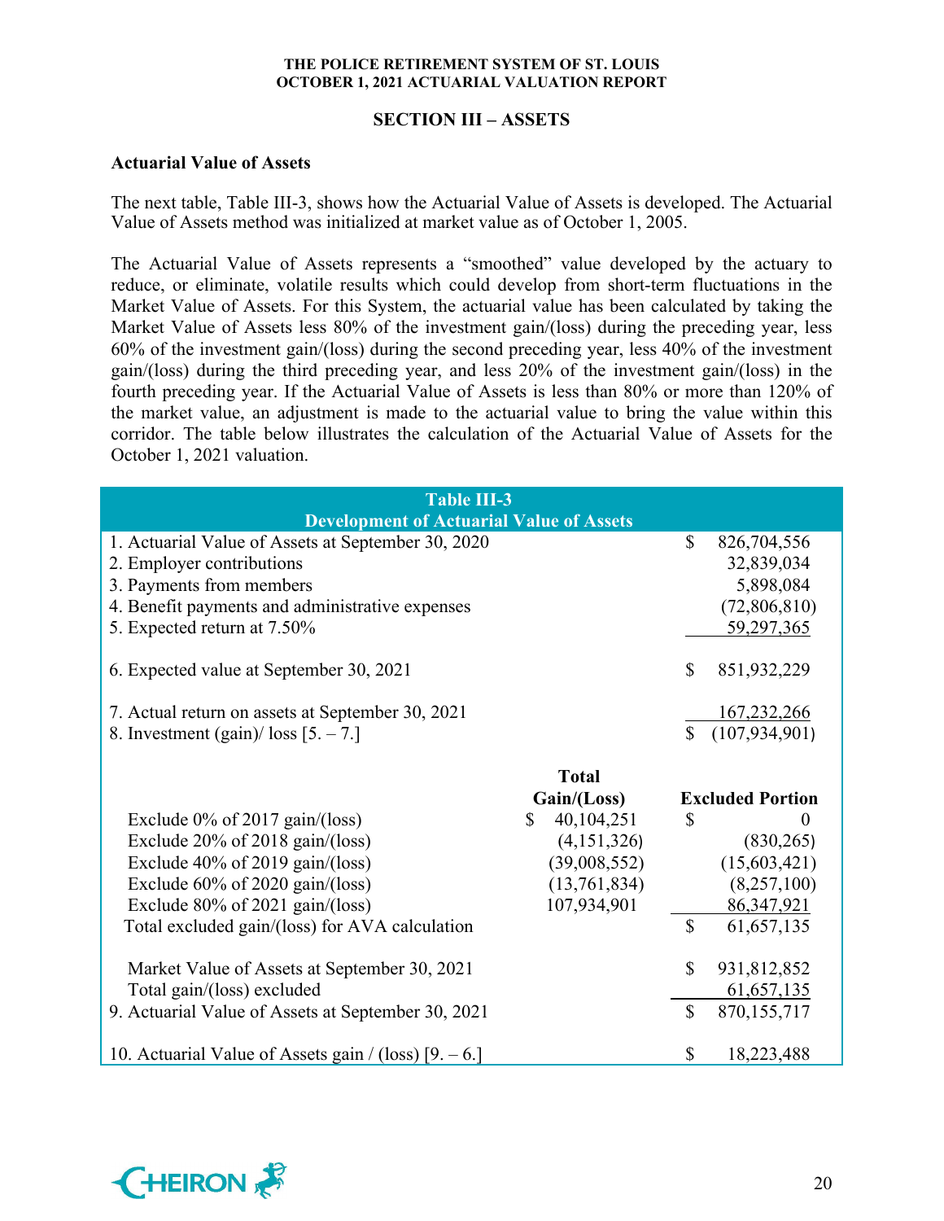## SECTION III – ASSETS

### Actuarial Value of Assets

The next table, Table III-3, shows how the Actuarial Value of Assets is developed. The Actuarial Value of Assets method was initialized at market value as of October 1, 2005.

The Actuarial Value of Assets represents a "smoothed" value developed by the actuary to reduce, or eliminate, volatile results which could develop from short-term fluctuations in the Market Value of Assets. For this System, the actuarial value has been calculated by taking the Market Value of Assets less 80% of the investment gain/(loss) during the preceding year, less 60% of the investment gain/(loss) during the second preceding year, less 40% of the investment gain/(loss) during the third preceding year, and less 20% of the investment gain/(loss) in the fourth preceding year. If the Actuarial Value of Assets is less than 80% or more than 120% of the market value, an adjustment is made to the actuarial value to bring the value within this corridor. The table below illustrates the calculation of the Actuarial Value of Assets for the October 1, 2021 valuation.

**Table III-3**
**Development of Actuarial Value of Assets**

| | | |
|---|---|---|
| 1. Actuarial Value of Assets at September 30, 2020 | | $ 826,704,556 |
| 2. Employer contributions | | 32,839,034 |
| 3. Payments from members | | 5,898,084 |
| 4. Benefit payments and administrative expenses | | (72,806,810) |
| 5. Expected return at 7.50% | | 59,297,365 |
| 6. Expected value at September 30, 2021 | | $ 851,932,229 |
| 7. Actual return on assets at September 30, 2021 | | 167,232,266 |
| 8. Investment (gain)/ loss [5. – 7.] | | $ (107,934,901) |
| | **Total Gain/(Loss)** | **Excluded Portion** |
| Exclude 0% of 2017 gain/(loss) | $ 40,104,251 | $ 0 |
| Exclude 20% of 2018 gain/(loss) | (4,151,326) | (830,265) |
| Exclude 40% of 2019 gain/(loss) | (39,008,552) | (15,603,421) |
| Exclude 60% of 2020 gain/(loss) | (13,761,834) | (8,257,100) |
| Exclude 80% of 2021 gain/(loss) | 107,934,901 | 86,347,921 |
| Total excluded gain/(loss) for AVA calculation | | $ 61,657,135 |
| Market Value of Assets at September 30, 2021 | | $ 931,812,852 |
| Total gain/(loss) excluded | | 61,657,135 |
| 9. Actuarial Value of Assets at September 30, 2021 | | $ 870,155,717 |
| 10. Actuarial Value of Assets gain / (loss) [9. – 6.] | | $ 18,223,488 |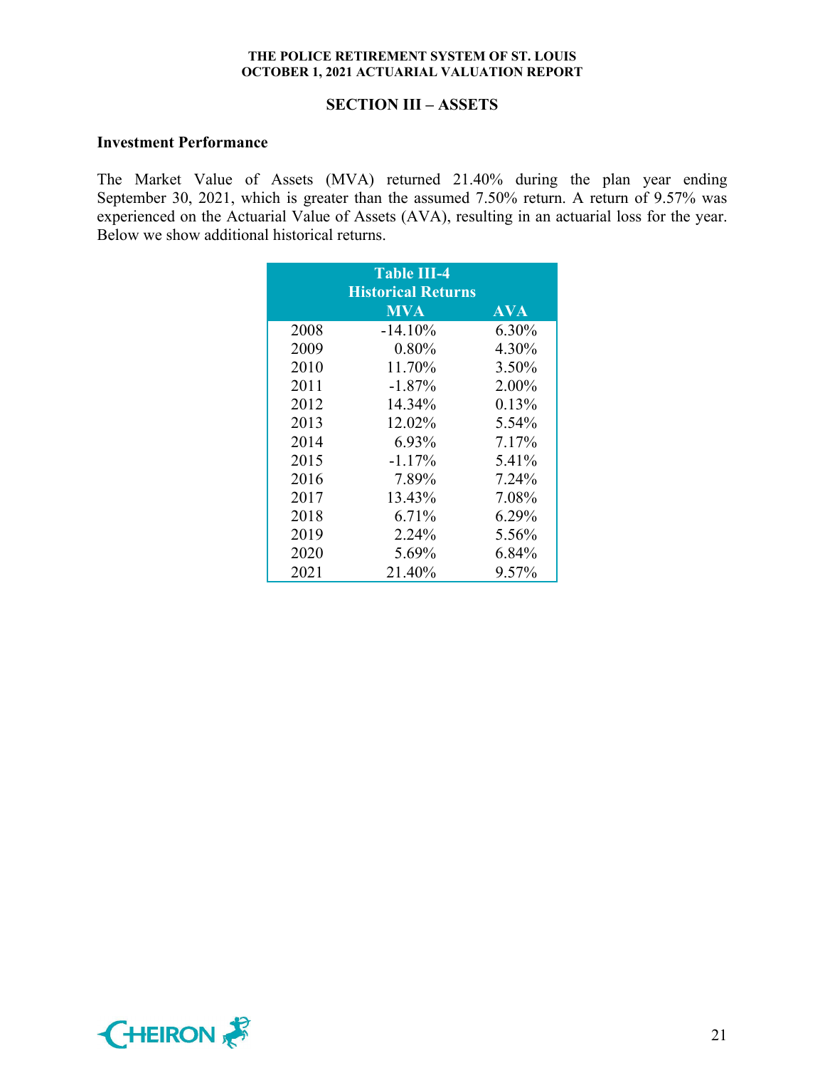## SECTION III – ASSETS

### Investment Performance

The Market Value of Assets (MVA) returned 21.40% during the plan year ending September 30, 2021, which is greater than the assumed 7.50% return. A return of 9.57% was experienced on the Actuarial Value of Assets (AVA), resulting in an actuarial loss for the year. Below we show additional historical returns.

**Table III-4**
**Historical Returns**

| | MVA | AVA |
|---|---|---|
| 2008 | -14.10% | 6.30% |
| 2009 | 0.80% | 4.30% |
| 2010 | 11.70% | 3.50% |
| 2011 | -1.87% | 2.00% |
| 2012 | 14.34% | 0.13% |
| 2013 | 12.02% | 5.54% |
| 2014 | 6.93% | 7.17% |
| 2015 | -1.17% | 5.41% |
| 2016 | 7.89% | 7.24% |
| 2017 | 13.43% | 7.08% |
| 2018 | 6.71% | 6.29% |
| 2019 | 2.24% | 5.56% |
| 2020 | 5.69% | 6.84% |
| 2021 | 21.40% | 9.57% |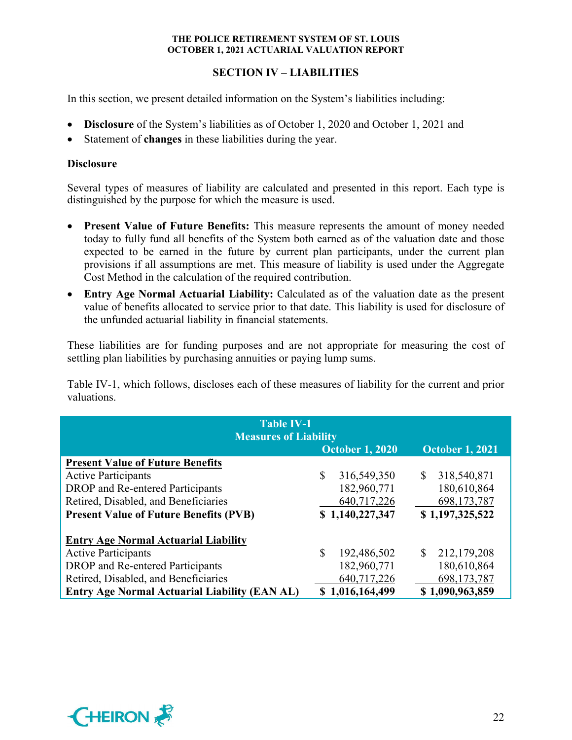## SECTION IV – LIABILITIES

In this section, we present detailed information on the System's liabilities including:

- **Disclosure** of the System's liabilities as of October 1, 2020 and October 1, 2021 and
- Statement of **changes** in these liabilities during the year.

### Disclosure

Several types of measures of liability are calculated and presented in this report. Each type is distinguished by the purpose for which the measure is used.

- **Present Value of Future Benefits:** This measure represents the amount of money needed today to fully fund all benefits of the System both earned as of the valuation date and those expected to be earned in the future by current plan participants, under the current plan provisions if all assumptions are met. This measure of liability is used under the Aggregate Cost Method in the calculation of the required contribution.
- **Entry Age Normal Actuarial Liability:** Calculated as of the valuation date as the present value of benefits allocated to service prior to that date. This liability is used for disclosure of the unfunded actuarial liability in financial statements.

These liabilities are for funding purposes and are not appropriate for measuring the cost of settling plan liabilities by purchasing annuities or paying lump sums.

Table IV-1, which follows, discloses each of these measures of liability for the current and prior valuations.

| Table IV-1 Measures of Liability | October 1, 2020 | October 1, 2021 |
|---|---|---|
| **Present Value of Future Benefits** | | |
| Active Participants | $ 316,549,350 | $ 318,540,871 |
| DROP and Re-entered Participants | 182,960,771 | 180,610,864 |
| Retired, Disabled, and Beneficiaries | 640,717,226 | 698,173,787 |
| **Present Value of Future Benefits (PVB)** | **$ 1,140,227,347** | **$ 1,197,325,522** |
| | | |
| **Entry Age Normal Actuarial Liability** | | |
| Active Participants | $ 192,486,502 | $ 212,179,208 |
| DROP and Re-entered Participants | 182,960,771 | 180,610,864 |
| Retired, Disabled, and Beneficiaries | 640,717,226 | 698,173,787 |
| **Entry Age Normal Actuarial Liability (EAN AL)** | **$ 1,016,164,499** | **$ 1,090,963,859** |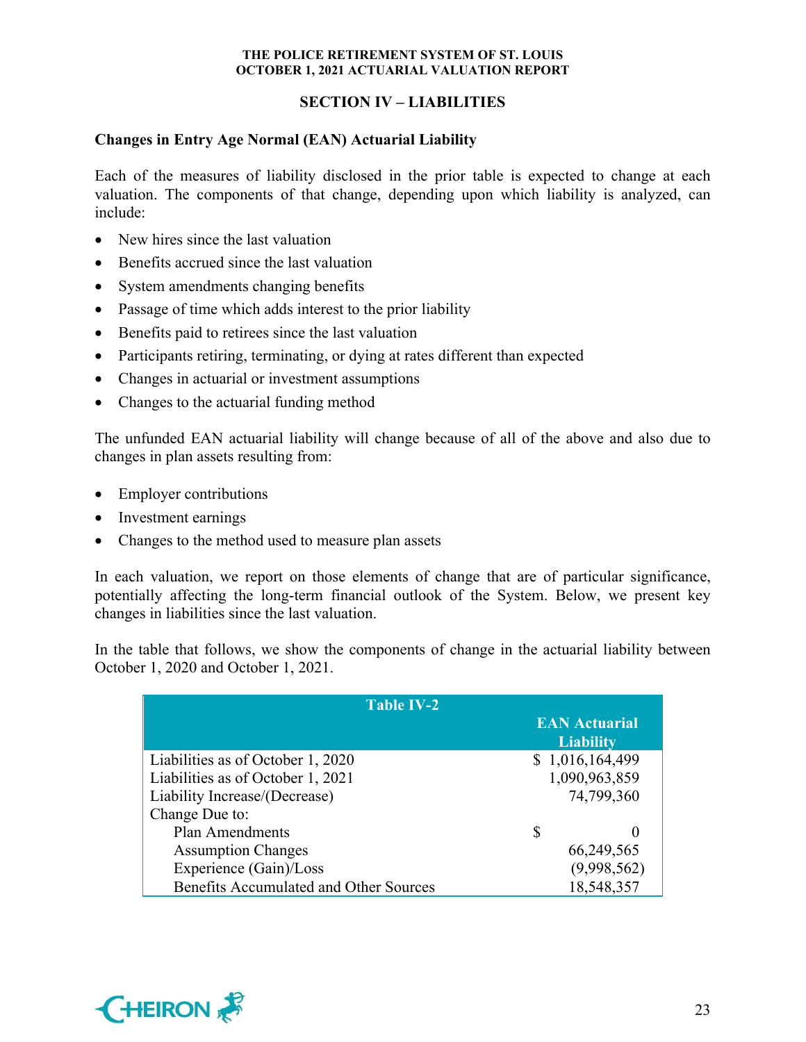## SECTION IV – LIABILITIES

### Changes in Entry Age Normal (EAN) Actuarial Liability

Each of the measures of liability disclosed in the prior table is expected to change at each valuation. The components of that change, depending upon which liability is analyzed, can include:

- New hires since the last valuation
- Benefits accrued since the last valuation
- System amendments changing benefits
- Passage of time which adds interest to the prior liability
- Benefits paid to retirees since the last valuation
- Participants retiring, terminating, or dying at rates different than expected
- Changes in actuarial or investment assumptions
- Changes to the actuarial funding method

The unfunded EAN actuarial liability will change because of all of the above and also due to changes in plan assets resulting from:

- Employer contributions
- Investment earnings
- Changes to the method used to measure plan assets

In each valuation, we report on those elements of change that are of particular significance, potentially affecting the long-term financial outlook of the System. Below, we present key changes in liabilities since the last valuation.

In the table that follows, we show the components of change in the actuarial liability between October 1, 2020 and October 1, 2021.

| Table IV-2 | EAN Actuarial Liability |
|---|---|
| Liabilities as of October 1, 2020 | $ 1,016,164,499 |
| Liabilities as of October 1, 2021 | 1,090,963,859 |
| Liability Increase/(Decrease) | 74,799,360 |
| Change Due to: | |
| Plan Amendments | $ 0 |
| Assumption Changes | 66,249,565 |
| Experience (Gain)/Loss | (9,998,562) |
| Benefits Accumulated and Other Sources | 18,548,357 |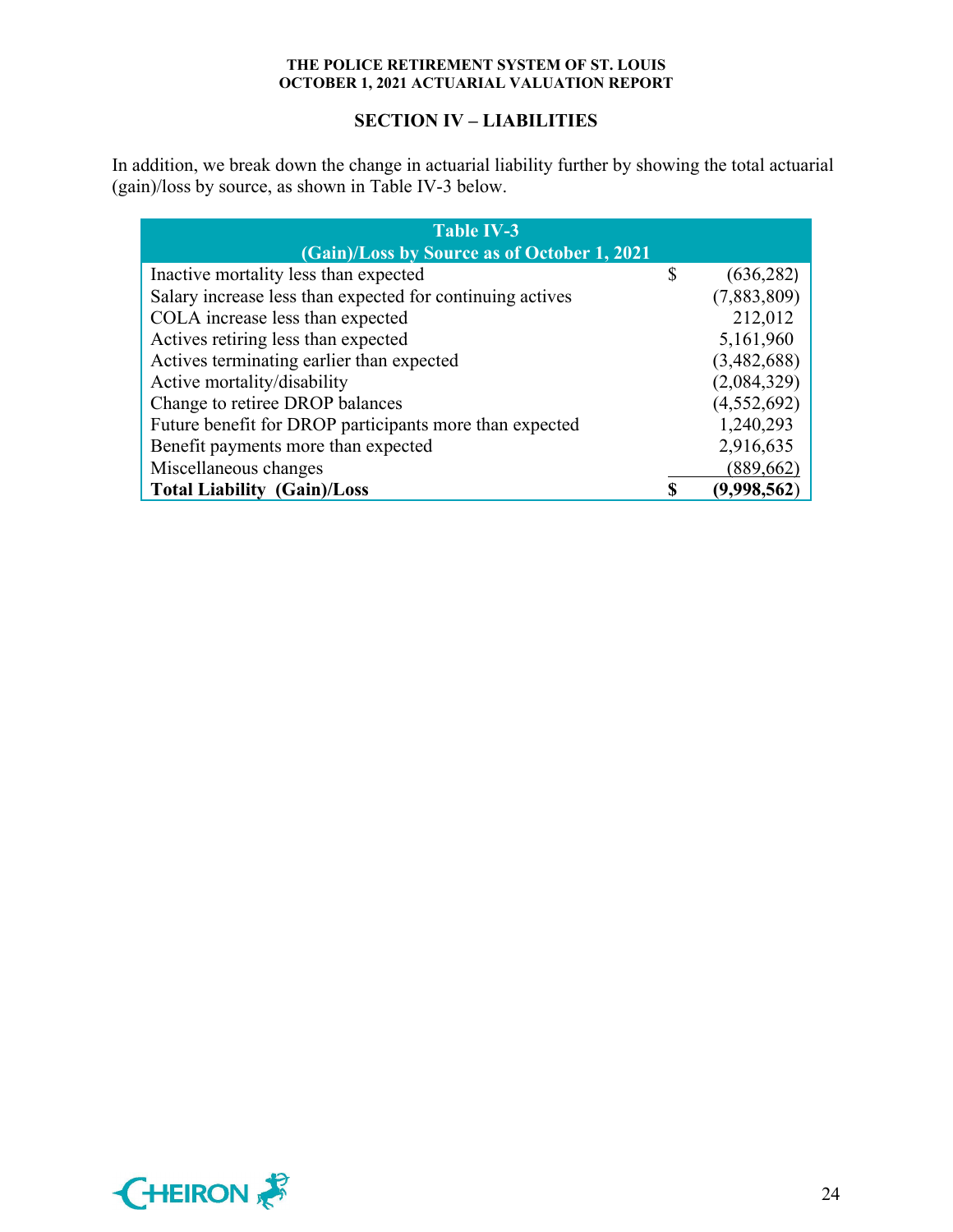## SECTION IV – LIABILITIES

In addition, we break down the change in actuarial liability further by showing the total actuarial (gain)/loss by source, as shown in Table IV-3 below.

| Table IV-3<br>(Gain)/Loss by Source as of October 1, 2021 | |
|---|---|
| Inactive mortality less than expected | $ (636,282) |
| Salary increase less than expected for continuing actives | (7,883,809) |
| COLA increase less than expected | 212,012 |
| Actives retiring less than expected | 5,161,960 |
| Actives terminating earlier than expected | (3,482,688) |
| Active mortality/disability | (2,084,329) |
| Change to retiree DROP balances | (4,552,692) |
| Future benefit for DROP participants more than expected | 1,240,293 |
| Benefit payments more than expected | 2,916,635 |
| Miscellaneous changes | (889,662) |
| **Total Liability (Gain)/Loss** | **$ (9,998,562)** |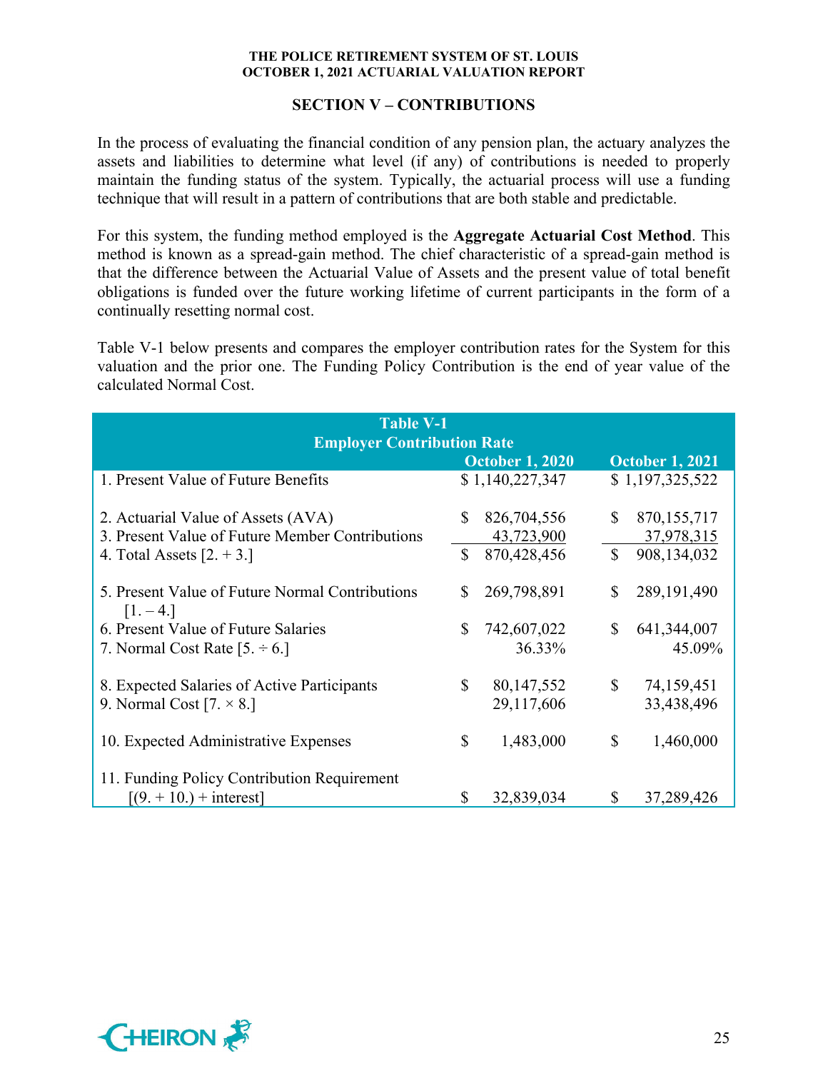## SECTION V – CONTRIBUTIONS

In the process of evaluating the financial condition of any pension plan, the actuary analyzes the assets and liabilities to determine what level (if any) of contributions is needed to properly maintain the funding status of the system. Typically, the actuarial process will use a funding technique that will result in a pattern of contributions that are both stable and predictable.

For this system, the funding method employed is the **Aggregate Actuarial Cost Method**. This method is known as a spread-gain method. The chief characteristic of a spread-gain method is that the difference between the Actuarial Value of Assets and the present value of total benefit obligations is funded over the future working lifetime of current participants in the form of a continually resetting normal cost.

Table V-1 below presents and compares the employer contribution rates for the System for this valuation and the prior one. The Funding Policy Contribution is the end of year value of the calculated Normal Cost.

**Table V-1**
**Employer Contribution Rate**

| | October 1, 2020 | October 1, 2021 |
|---|---|---|
| 1. Present Value of Future Benefits | $ 1,140,227,347 | $ 1,197,325,522 |
| 2. Actuarial Value of Assets (AVA) | $ 826,704,556 | $ 870,155,717 |
| 3. Present Value of Future Member Contributions | 43,723,900 | 37,978,315 |
| 4. Total Assets [2. + 3.] | $ 870,428,456 | $ 908,134,032 |
| 5. Present Value of Future Normal Contributions [1. – 4.] | $ 269,798,891 | $ 289,191,490 |
| 6. Present Value of Future Salaries | $ 742,607,022 | $ 641,344,007 |
| 7. Normal Cost Rate [5. ÷ 6.] | 36.33% | 45.09% |
| 8. Expected Salaries of Active Participants | $ 80,147,552 | $ 74,159,451 |
| 9. Normal Cost [7. × 8.] | 29,117,606 | 33,438,496 |
| 10. Expected Administrative Expenses | $ 1,483,000 | $ 1,460,000 |
| 11. Funding Policy Contribution Requirement [(9. + 10.) + interest] | $ 32,839,034 | $ 37,289,426 |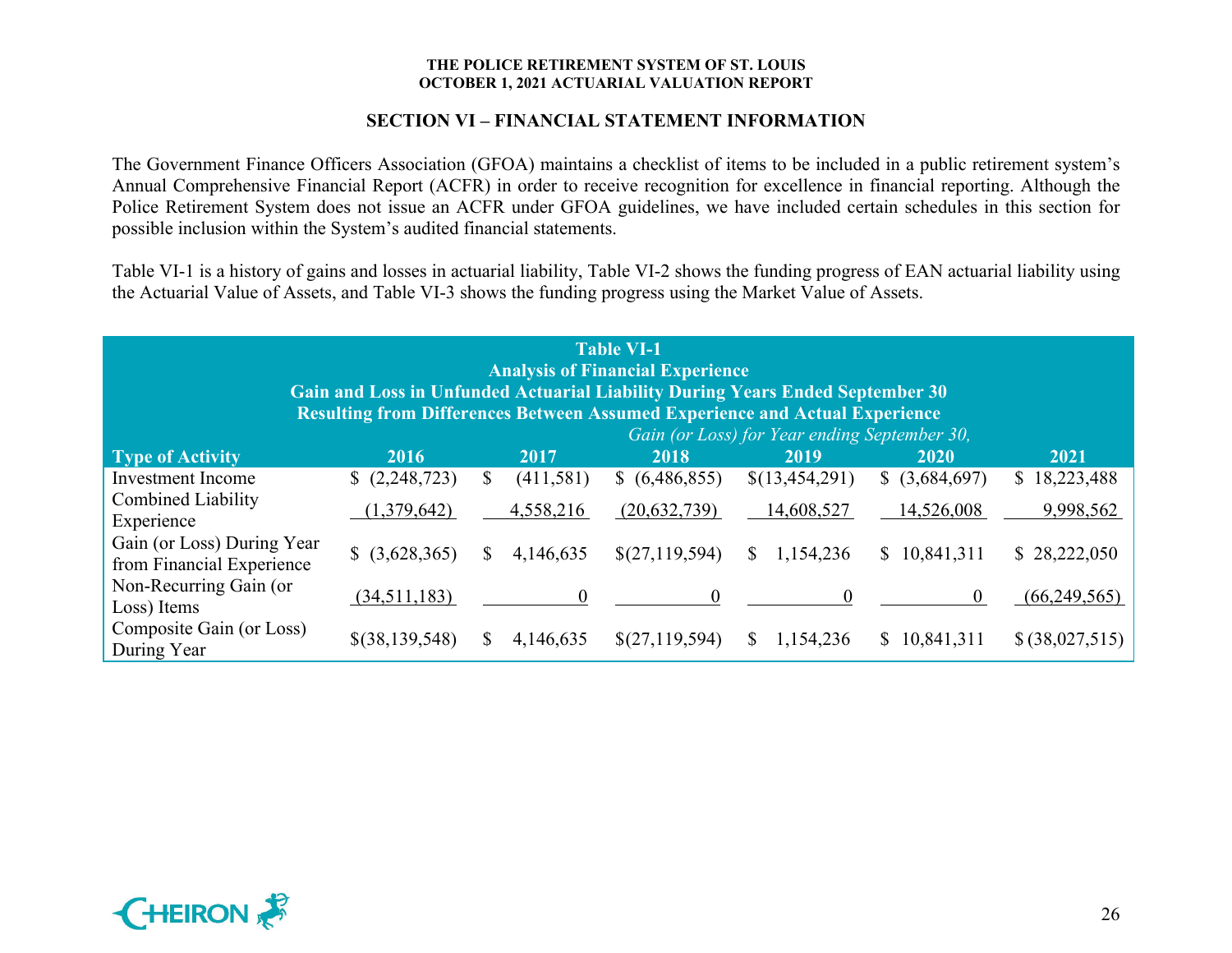## SECTION VI – FINANCIAL STATEMENT INFORMATION

The Government Finance Officers Association (GFOA) maintains a checklist of items to be included in a public retirement system's Annual Comprehensive Financial Report (ACFR) in order to receive recognition for excellence in financial reporting. Although the Police Retirement System does not issue an ACFR under GFOA guidelines, we have included certain schedules in this section for possible inclusion within the System's audited financial statements.

Table VI-1 is a history of gains and losses in actuarial liability, Table VI-2 shows the funding progress of EAN actuarial liability using the Actuarial Value of Assets, and Table VI-3 shows the funding progress using the Market Value of Assets.

**Table VI-1**
**Analysis of Financial Experience**
**Gain and Loss in Unfunded Actuarial Liability During Years Ended September 30**
**Resulting from Differences Between Assumed Experience and Actual Experience**

| Type of Activity | *Gain (or Loss) for Year ending September 30,* 2016 | 2017 | 2018 | 2019 | 2020 | 2021 |
|---|---|---|---|---|---|---|
| Investment Income | $ (2,248,723) | $ (411,581) | $ (6,486,855) | $(13,454,291) | $ (3,684,697) | $ 18,223,488 |
| Combined Liability Experience | (1,379,642) | 4,558,216 | (20,632,739) | 14,608,527 | 14,526,008 | 9,998,562 |
| Gain (or Loss) During Year from Financial Experience | $ (3,628,365) | $ 4,146,635 | $(27,119,594) | $ 1,154,236 | $ 10,841,311 | $ 28,222,050 |
| Non-Recurring Gain (or Loss) Items | (34,511,183) | 0 | 0 | 0 | 0 | (66,249,565) |
| Composite Gain (or Loss) During Year | $(38,139,548) | $ 4,146,635 | $(27,119,594) | $ 1,154,236 | $ 10,841,311 | $ (38,027,515) |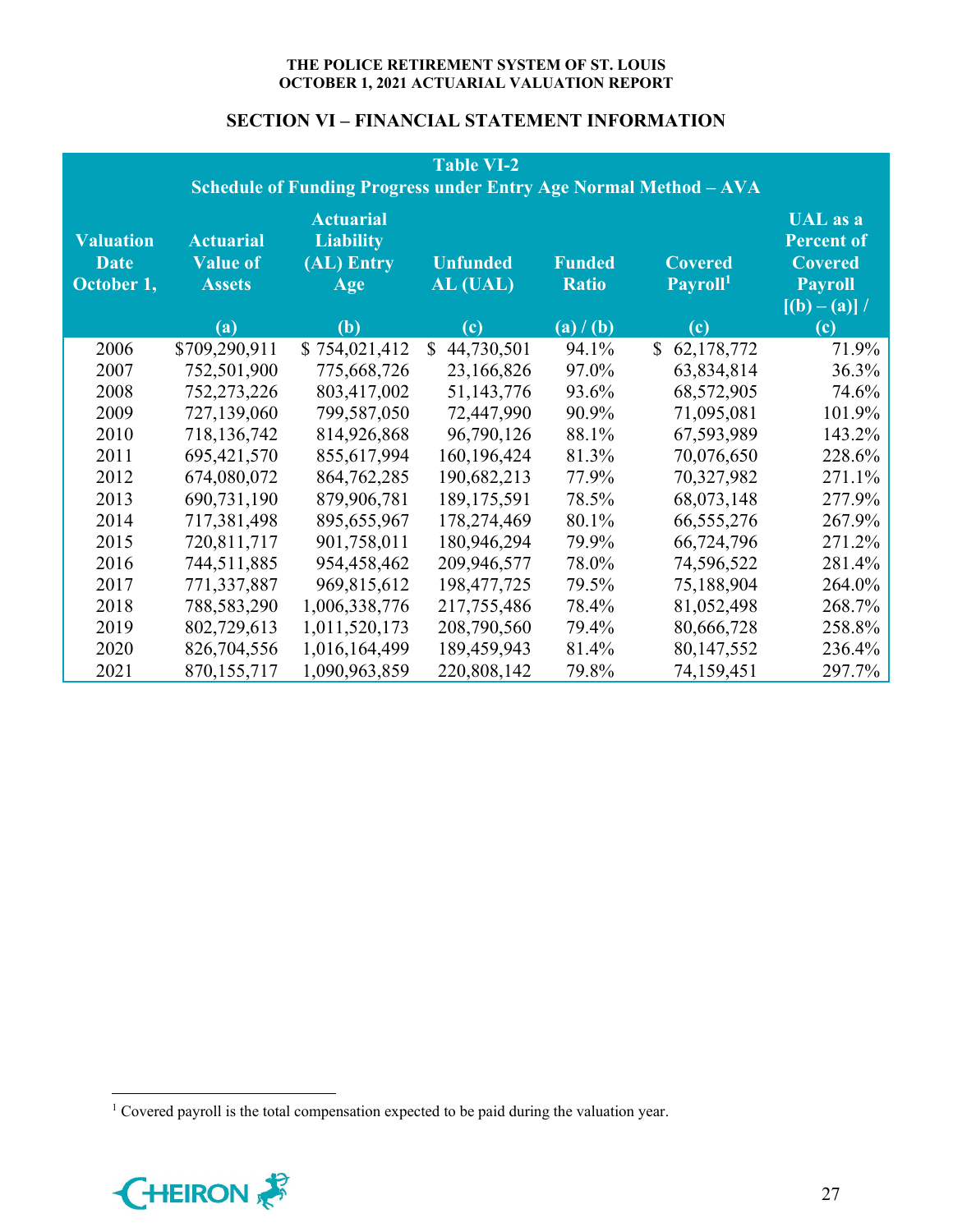## SECTION VI – FINANCIAL STATEMENT INFORMATION

| Table VI-2<br>Schedule of Funding Progress under Entry Age Normal Method – AVA | | | | | | |
|---|---|---|---|---|---|---|
| Valuation Date October 1, | Actuarial Value of Assets | Actuarial Liability (AL) Entry Age | Unfunded AL (UAL) | Funded Ratio | Covered Payroll[1] | UAL as a Percent of Covered Payroll |
| | (a) | (b) | (c) | (a) / (b) | (c) | [(b) – (a)] / (c) |
| 2006 | $709,290,911 | $ 754,021,412 | $ 44,730,501 | 94.1% | $ 62,178,772 | 71.9% |
| 2007 | 752,501,900 | 775,668,726 | 23,166,826 | 97.0% | 63,834,814 | 36.3% |
| 2008 | 752,273,226 | 803,417,002 | 51,143,776 | 93.6% | 68,572,905 | 74.6% |
| 2009 | 727,139,060 | 799,587,050 | 72,447,990 | 90.9% | 71,095,081 | 101.9% |
| 2010 | 718,136,742 | 814,926,868 | 96,790,126 | 88.1% | 67,593,989 | 143.2% |
| 2011 | 695,421,570 | 855,617,994 | 160,196,424 | 81.3% | 70,076,650 | 228.6% |
| 2012 | 674,080,072 | 864,762,285 | 190,682,213 | 77.9% | 70,327,982 | 271.1% |
| 2013 | 690,731,190 | 879,906,781 | 189,175,591 | 78.5% | 68,073,148 | 277.9% |
| 2014 | 717,381,498 | 895,655,967 | 178,274,469 | 80.1% | 66,555,276 | 267.9% |
| 2015 | 720,811,717 | 901,758,011 | 180,946,294 | 79.9% | 66,724,796 | 271.2% |
| 2016 | 744,511,885 | 954,458,462 | 209,946,577 | 78.0% | 74,596,522 | 281.4% |
| 2017 | 771,337,887 | 969,815,612 | 198,477,725 | 79.5% | 75,188,904 | 264.0% |
| 2018 | 788,583,290 | 1,006,338,776 | 217,755,486 | 78.4% | 81,052,498 | 268.7% |
| 2019 | 802,729,613 | 1,011,520,173 | 208,790,560 | 79.4% | 80,666,728 | 258.8% |
| 2020 | 826,704,556 | 1,016,164,499 | 189,459,943 | 81.4% | 80,147,552 | 236.4% |
| 2021 | 870,155,717 | 1,090,963,859 | 220,808,142 | 79.8% | 74,159,451 | 297.7% |

[1] Covered payroll is the total compensation expected to be paid during the valuation year.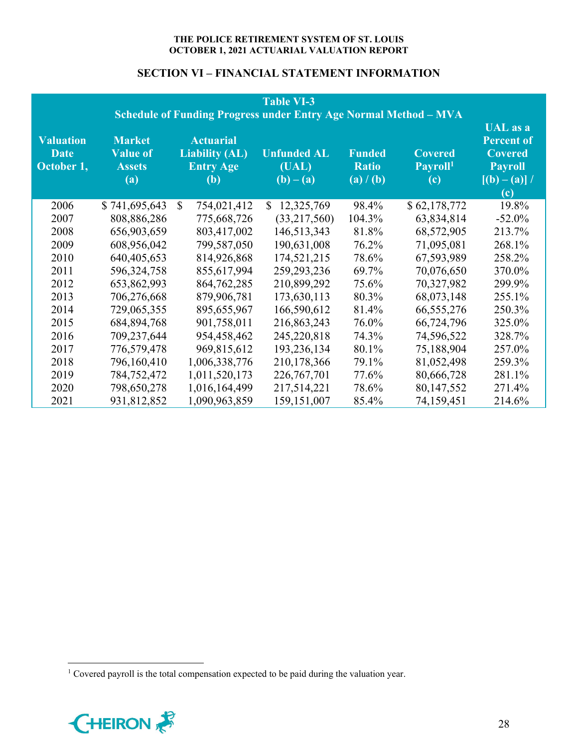## SECTION VI – FINANCIAL STATEMENT INFORMATION

**Table VI-3**
**Schedule of Funding Progress under Entry Age Normal Method – MVA**

| Valuation Date October 1, | Market Value of Assets (a) | Actuarial Liability (AL) Entry Age (b) | Unfunded AL (UAL) (b) – (a) | Funded Ratio (a) / (b) | Covered Payroll[1] (c) | UAL as a Percent of Covered Payroll [(b) – (a)] / (c) |
|---|---|---|---|---|---|---|
| 2006 | $ 741,695,643 | $ 754,021,412 | $ 12,325,769 | 98.4% | $ 62,178,772 | 19.8% |
| 2007 | 808,886,286 | 775,668,726 | (33,217,560) | 104.3% | 63,834,814 | -52.0% |
| 2008 | 656,903,659 | 803,417,002 | 146,513,343 | 81.8% | 68,572,905 | 213.7% |
| 2009 | 608,956,042 | 799,587,050 | 190,631,008 | 76.2% | 71,095,081 | 268.1% |
| 2010 | 640,405,653 | 814,926,868 | 174,521,215 | 78.6% | 67,593,989 | 258.2% |
| 2011 | 596,324,758 | 855,617,994 | 259,293,236 | 69.7% | 70,076,650 | 370.0% |
| 2012 | 653,862,993 | 864,762,285 | 210,899,292 | 75.6% | 70,327,982 | 299.9% |
| 2013 | 706,276,668 | 879,906,781 | 173,630,113 | 80.3% | 68,073,148 | 255.1% |
| 2014 | 729,065,355 | 895,655,967 | 166,590,612 | 81.4% | 66,555,276 | 250.3% |
| 2015 | 684,894,768 | 901,758,011 | 216,863,243 | 76.0% | 66,724,796 | 325.0% |
| 2016 | 709,237,644 | 954,458,462 | 245,220,818 | 74.3% | 74,596,522 | 328.7% |
| 2017 | 776,579,478 | 969,815,612 | 193,236,134 | 80.1% | 75,188,904 | 257.0% |
| 2018 | 796,160,410 | 1,006,338,776 | 210,178,366 | 79.1% | 81,052,498 | 259.3% |
| 2019 | 784,752,472 | 1,011,520,173 | 226,767,701 | 77.6% | 80,666,728 | 281.1% |
| 2020 | 798,650,278 | 1,016,164,499 | 217,514,221 | 78.6% | 80,147,552 | 271.4% |
| 2021 | 931,812,852 | 1,090,963,859 | 159,151,007 | 85.4% | 74,159,451 | 214.6% |

[1] Covered payroll is the total compensation expected to be paid during the valuation year.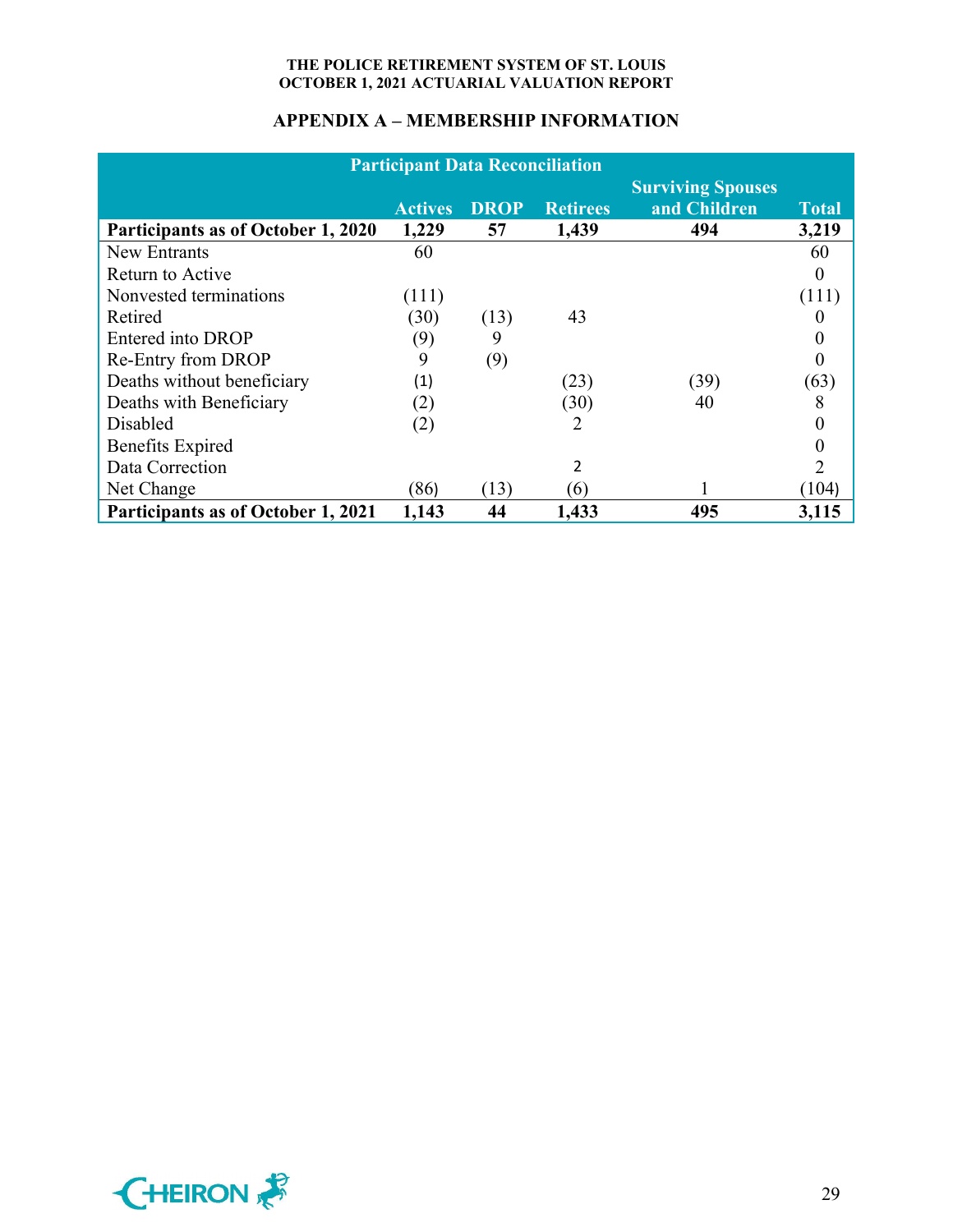## APPENDIX A – MEMBERSHIP INFORMATION

| Participant Data Reconciliation | Actives | DROP | Retirees | Surviving Spouses and Children | Total |
|---|---|---|---|---|---|
| **Participants as of October 1, 2020** | **1,229** | **57** | **1,439** | **494** | **3,219** |
| New Entrants | 60 | | | | 60 |
| Return to Active | | | | | 0 |
| Nonvested terminations | (111) | | | | (111) |
| Retired | (30) | (13) | 43 | | 0 |
| Entered into DROP | (9) | 9 | | | 0 |
| Re-Entry from DROP | 9 | (9) | | | 0 |
| Deaths without beneficiary | (1) | | (23) | (39) | (63) |
| Deaths with Beneficiary | (2) | | (30) | 40 | 8 |
| Disabled | (2) | | 2 | | 0 |
| Benefits Expired | | | | | 0 |
| Data Correction | | | 2 | | 2 |
| Net Change | (86) | (13) | (6) | 1 | (104) |
| **Participants as of October 1, 2021** | **1,143** | **44** | **1,433** | **495** | **3,115** |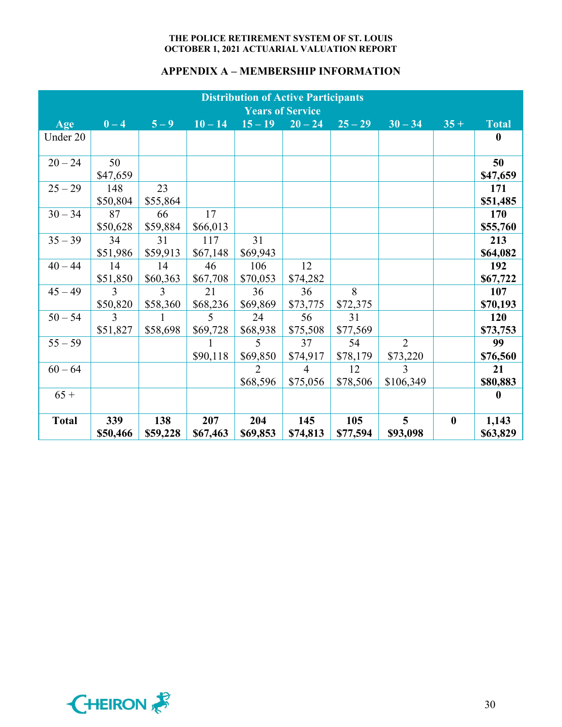## APPENDIX A – MEMBERSHIP INFORMATION

| Distribution of Active Participants | | | | | | | | | |
|---|---|---|---|---|---|---|---|---|---|
| | Years of Service | | | | | | | | |
| Age | 0 – 4 | 5 – 9 | 10 – 14 | 15 – 19 | 20 – 24 | 25 – 29 | 30 – 34 | 35 + | Total |
| Under 20 | | | | | | | | | **0** |
| 20 – 24 | 50<br>$47,659 | | | | | | | | **50<br>$47,659** |
| 25 – 29 | 148<br>$50,804 | 23<br>$55,864 | | | | | | | **171<br>$51,485** |
| 30 – 34 | 87<br>$50,628 | 66<br>$59,884 | 17<br>$66,013 | | | | | | **170<br>$55,760** |
| 35 – 39 | 34<br>$51,986 | 31<br>$59,913 | 117<br>$67,148 | 31<br>$69,943 | | | | | **213<br>$64,082** |
| 40 – 44 | 14<br>$51,850 | 14<br>$60,363 | 46<br>$67,708 | 106<br>$70,053 | 12<br>$74,282 | | | | **192<br>$67,722** |
| 45 – 49 | 3<br>$50,820 | 3<br>$58,360 | 21<br>$68,236 | 36<br>$69,869 | 36<br>$73,775 | 8<br>$72,375 | | | **107<br>$70,193** |
| 50 – 54 | 3<br>$51,827 | 1<br>$58,698 | 5<br>$69,728 | 24<br>$68,938 | 56<br>$75,508 | 31<br>$77,569 | | | **120<br>$73,753** |
| 55 – 59 | | | 1<br>$90,118 | 5<br>$69,850 | 37<br>$74,917 | 54<br>$78,179 | 2<br>$73,220 | | **99<br>$76,560** |
| 60 – 64 | | | | 2<br>$68,596 | 4<br>$75,056 | 12<br>$78,506 | 3<br>$106,349 | | **21<br>$80,883** |
| 65 + | | | | | | | | | **0** |
| **Total** | **339<br>$50,466** | **138<br>$59,228** | **207<br>$67,463** | **204<br>$69,853** | **145<br>$74,813** | **105<br>$77,594** | **5<br>$93,098** | **0** | **1,143<br>$63,829** |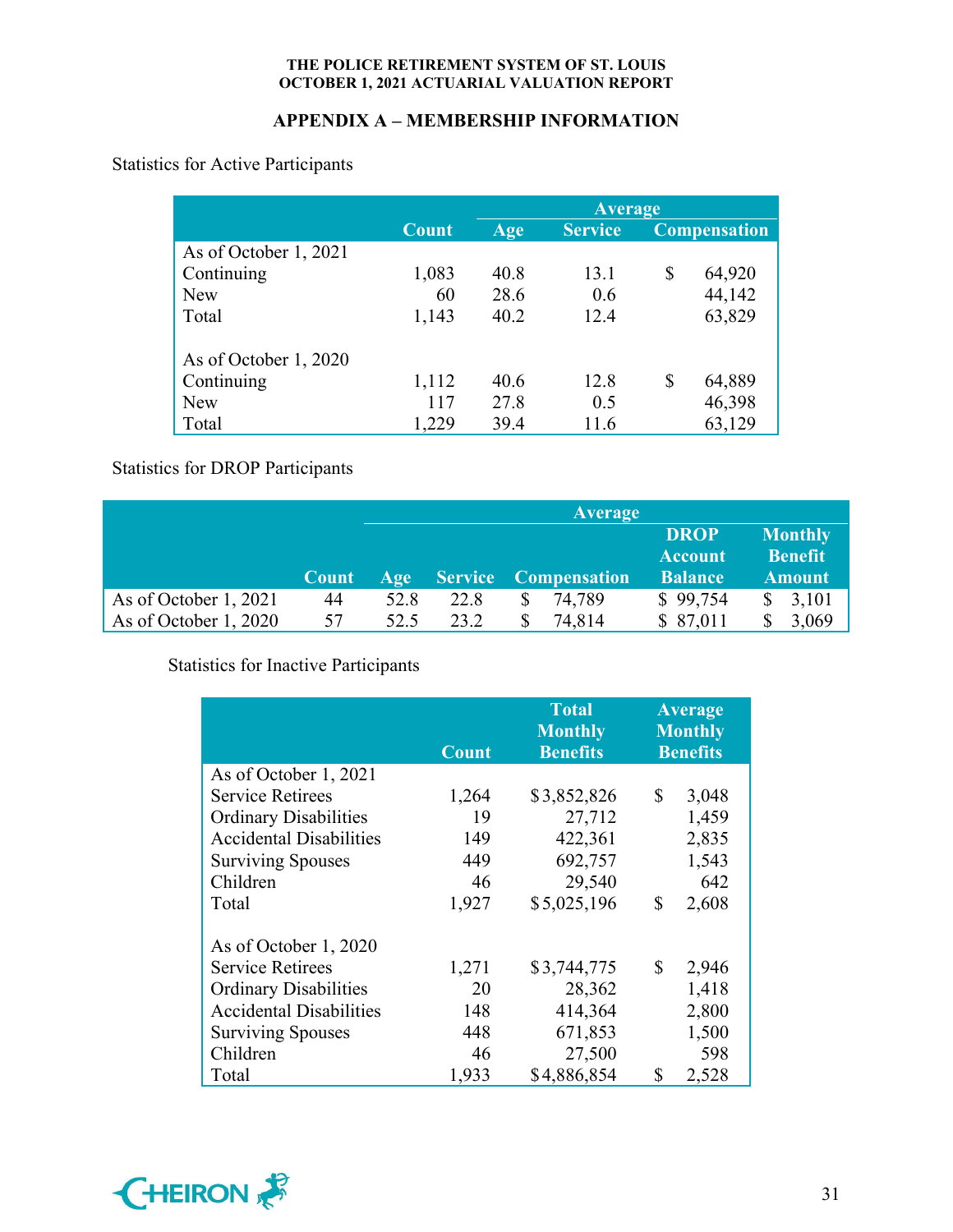## APPENDIX A – MEMBERSHIP INFORMATION

Statistics for Active Participants

| | Count | Average | | |
|---|---|---|---|---|
| | | Age | Service | Compensation |
| As of October 1, 2021 | | | | |
| Continuing | 1,083 | 40.8 | 13.1 | $ 64,920 |
| New | 60 | 28.6 | 0.6 | 44,142 |
| Total | 1,143 | 40.2 | 12.4 | 63,829 |
| | | | | |
| As of October 1, 2020 | | | | |
| Continuing | 1,112 | 40.6 | 12.8 | $ 64,889 |
| New | 117 | 27.8 | 0.5 | 46,398 |
| Total | 1,229 | 39.4 | 11.6 | 63,129 |

Statistics for DROP Participants

| | Count | Average | | | | |
|---|---|---|---|---|---|---|
| | | Age | Service | Compensation | DROP Account Balance | Monthly Benefit Amount |
| As of October 1, 2021 | 44 | 52.8 | 22.8 | $ 74,789 | $ 99,754 | $ 3,101 |
| As of October 1, 2020 | 57 | 52.5 | 23.2 | $ 74,814 | $ 87,011 | $ 3,069 |

Statistics for Inactive Participants

| | Count | Total Monthly Benefits | Average Monthly Benefits |
|---|---|---|---|
| As of October 1, 2021 | | | |
| Service Retirees | 1,264 | $ 3,852,826 | $ 3,048 |
| Ordinary Disabilities | 19 | 27,712 | 1,459 |
| Accidental Disabilities | 149 | 422,361 | 2,835 |
| Surviving Spouses | 449 | 692,757 | 1,543 |
| Children | 46 | 29,540 | 642 |
| Total | 1,927 | $ 5,025,196 | $ 2,608 |
| | | | |
| As of October 1, 2020 | | | |
| Service Retirees | 1,271 | $ 3,744,775 | $ 2,946 |
| Ordinary Disabilities | 20 | 28,362 | 1,418 |
| Accidental Disabilities | 148 | 414,364 | 2,800 |
| Surviving Spouses | 448 | 671,853 | 1,500 |
| Children | 46 | 27,500 | 598 |
| Total | 1,933 | $ 4,886,854 | $ 2,528 |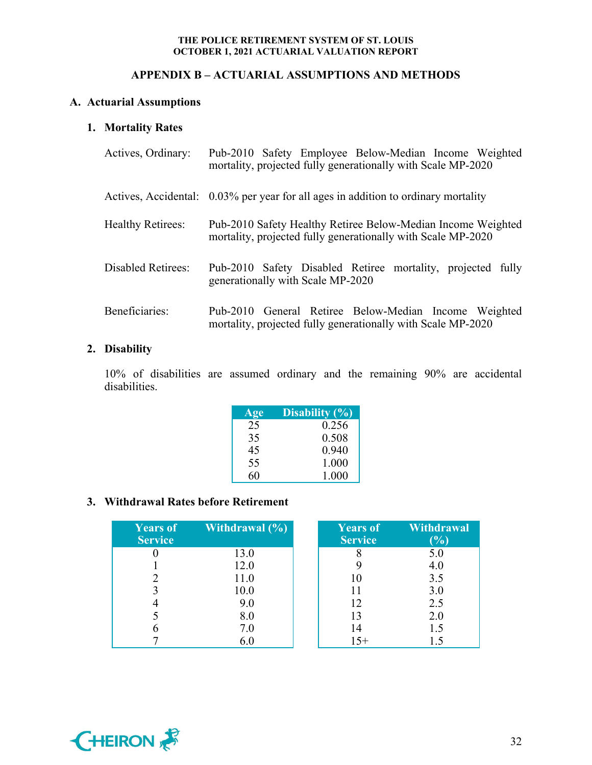## APPENDIX B – ACTUARIAL ASSUMPTIONS AND METHODS

### A. Actuarial Assumptions

#### 1. Mortality Rates

| | |
|---|---|
| Actives, Ordinary: | Pub-2010 Safety Employee Below-Median Income Weighted mortality, projected fully generationally with Scale MP-2020 |
| Actives, Accidental: | 0.03% per year for all ages in addition to ordinary mortality |
| Healthy Retirees: | Pub-2010 Safety Healthy Retiree Below-Median Income Weighted mortality, projected fully generationally with Scale MP-2020 |
| Disabled Retirees: | Pub-2010 Safety Disabled Retiree mortality, projected fully generationally with Scale MP-2020 |
| Beneficiaries: | Pub-2010 General Retiree Below-Median Income Weighted mortality, projected fully generationally with Scale MP-2020 |

#### 2. Disability

10% of disabilities are assumed ordinary and the remaining 90% are accidental disabilities.

| Age | Disability (%) |
|---|---|
| 25 | 0.256 |
| 35 | 0.508 |
| 45 | 0.940 |
| 55 | 1.000 |
| 60 | 1.000 |

#### 3. Withdrawal Rates before Retirement

| Years of Service | Withdrawal (%) |
|---|---|
| 0 | 13.0 |
| 1 | 12.0 |
| 2 | 11.0 |
| 3 | 10.0 |
| 4 | 9.0 |
| 5 | 8.0 |
| 6 | 7.0 |
| 7 | 6.0 |
| 8 | 5.0 |
| 9 | 4.0 |
| 10 | 3.5 |
| 11 | 3.0 |
| 12 | 2.5 |
| 13 | 2.0 |
| 14 | 1.5 |
| 15+ | 1.5 |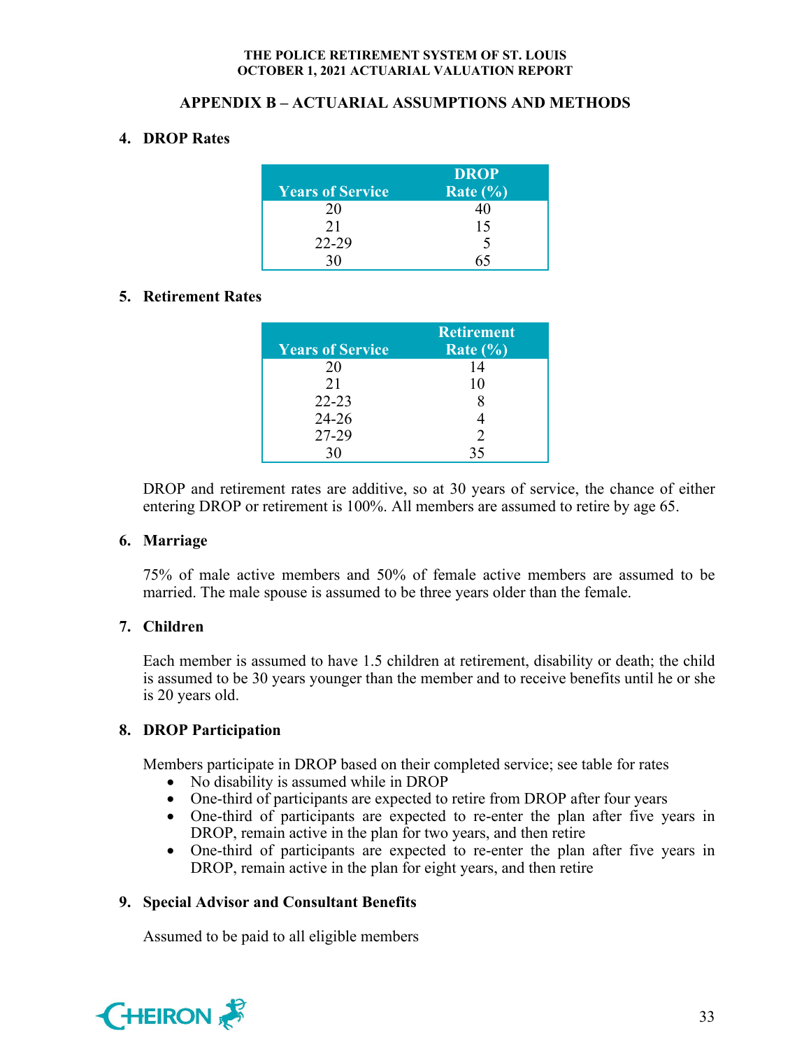## APPENDIX B – ACTUARIAL ASSUMPTIONS AND METHODS

### 4. DROP Rates

| Years of Service | DROP Rate (%) |
|---|---|
| 20 | 40 |
| 21 | 15 |
| 22-29 | 5 |
| 30 | 65 |

### 5. Retirement Rates

| Years of Service | Retirement Rate (%) |
|---|---|
| 20 | 14 |
| 21 | 10 |
| 22-23 | 8 |
| 24-26 | 4 |
| 27-29 | 2 |
| 30 | 35 |

DROP and retirement rates are additive, so at 30 years of service, the chance of either entering DROP or retirement is 100%. All members are assumed to retire by age 65.

### 6. Marriage

75% of male active members and 50% of female active members are assumed to be married. The male spouse is assumed to be three years older than the female.

### 7. Children

Each member is assumed to have 1.5 children at retirement, disability or death; the child is assumed to be 30 years younger than the member and to receive benefits until he or she is 20 years old.

### 8. DROP Participation

Members participate in DROP based on their completed service; see table for rates

- No disability is assumed while in DROP
- One-third of participants are expected to retire from DROP after four years
- One-third of participants are expected to re-enter the plan after five years in DROP, remain active in the plan for two years, and then retire
- One-third of participants are expected to re-enter the plan after five years in DROP, remain active in the plan for eight years, and then retire

### 9. Special Advisor and Consultant Benefits

Assumed to be paid to all eligible members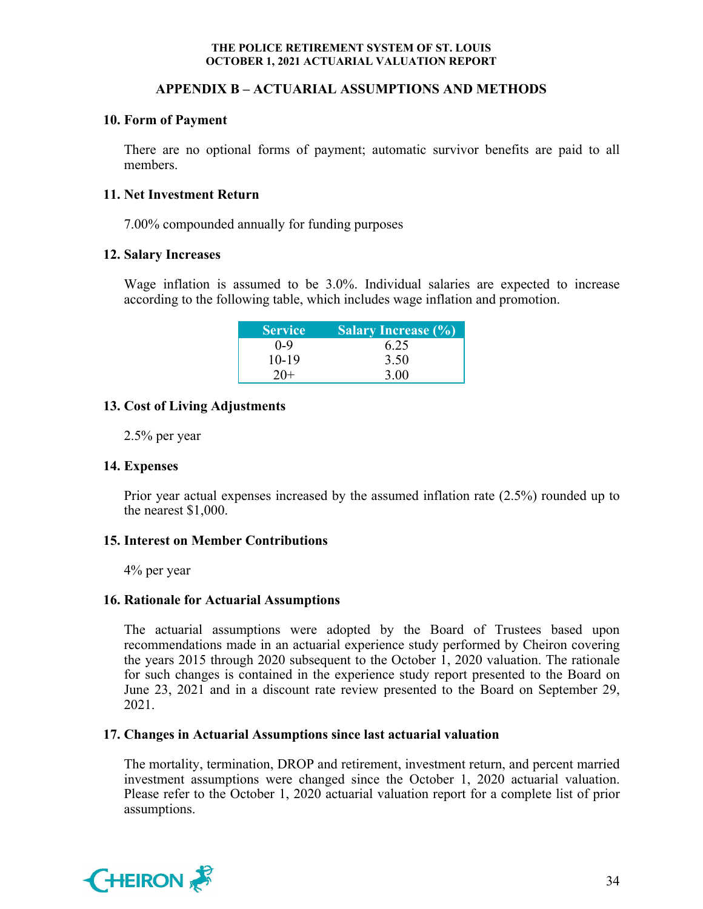## APPENDIX B – ACTUARIAL ASSUMPTIONS AND METHODS

### 10. Form of Payment

There are no optional forms of payment; automatic survivor benefits are paid to all members.

### 11. Net Investment Return

7.00% compounded annually for funding purposes

### 12. Salary Increases

Wage inflation is assumed to be 3.0%. Individual salaries are expected to increase according to the following table, which includes wage inflation and promotion.

| Service | Salary Increase (%) |
|---|---|
| 0-9 | 6.25 |
| 10-19 | 3.50 |
| 20+ | 3.00 |

### 13. Cost of Living Adjustments

2.5% per year

### 14. Expenses

Prior year actual expenses increased by the assumed inflation rate (2.5%) rounded up to the nearest $1,000.

### 15. Interest on Member Contributions

4% per year

### 16. Rationale for Actuarial Assumptions

The actuarial assumptions were adopted by the Board of Trustees based upon recommendations made in an actuarial experience study performed by Cheiron covering the years 2015 through 2020 subsequent to the October 1, 2020 valuation. The rationale for such changes is contained in the experience study report presented to the Board on June 23, 2021 and in a discount rate review presented to the Board on September 29, 2021.

### 17. Changes in Actuarial Assumptions since last actuarial valuation

The mortality, termination, DROP and retirement, investment return, and percent married investment assumptions were changed since the October 1, 2020 actuarial valuation. Please refer to the October 1, 2020 actuarial valuation report for a complete list of prior assumptions.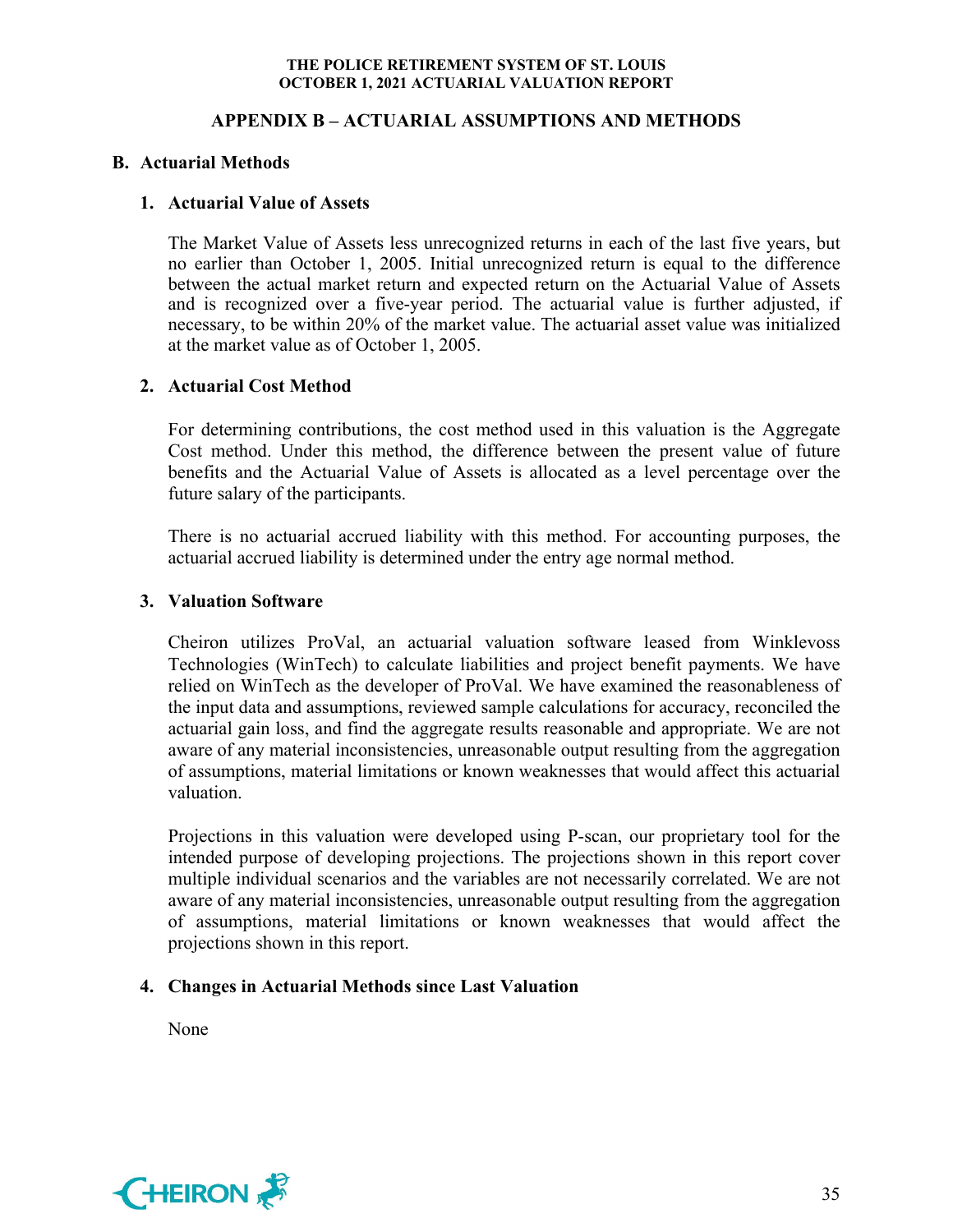## APPENDIX B – ACTUARIAL ASSUMPTIONS AND METHODS

### B. Actuarial Methods

#### 1. Actuarial Value of Assets

The Market Value of Assets less unrecognized returns in each of the last five years, but no earlier than October 1, 2005. Initial unrecognized return is equal to the difference between the actual market return and expected return on the Actuarial Value of Assets and is recognized over a five-year period. The actuarial value is further adjusted, if necessary, to be within 20% of the market value. The actuarial asset value was initialized at the market value as of October 1, 2005.

#### 2. Actuarial Cost Method

For determining contributions, the cost method used in this valuation is the Aggregate Cost method. Under this method, the difference between the present value of future benefits and the Actuarial Value of Assets is allocated as a level percentage over the future salary of the participants.

There is no actuarial accrued liability with this method. For accounting purposes, the actuarial accrued liability is determined under the entry age normal method.

#### 3. Valuation Software

Cheiron utilizes ProVal, an actuarial valuation software leased from Winklevoss Technologies (WinTech) to calculate liabilities and project benefit payments. We have relied on WinTech as the developer of ProVal. We have examined the reasonableness of the input data and assumptions, reviewed sample calculations for accuracy, reconciled the actuarial gain loss, and find the aggregate results reasonable and appropriate. We are not aware of any material inconsistencies, unreasonable output resulting from the aggregation of assumptions, material limitations or known weaknesses that would affect this actuarial valuation.

Projections in this valuation were developed using P-scan, our proprietary tool for the intended purpose of developing projections. The projections shown in this report cover multiple individual scenarios and the variables are not necessarily correlated. We are not aware of any material inconsistencies, unreasonable output resulting from the aggregation of assumptions, material limitations or known weaknesses that would affect the projections shown in this report.

#### 4. Changes in Actuarial Methods since Last Valuation

None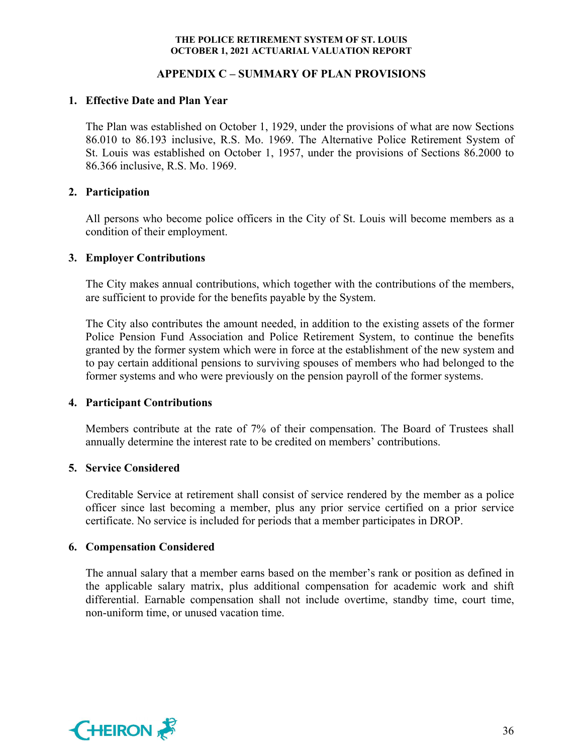## APPENDIX C – SUMMARY OF PLAN PROVISIONS

### 1. Effective Date and Plan Year

The Plan was established on October 1, 1929, under the provisions of what are now Sections 86.010 to 86.193 inclusive, R.S. Mo. 1969. The Alternative Police Retirement System of St. Louis was established on October 1, 1957, under the provisions of Sections 86.2000 to 86.366 inclusive, R.S. Mo. 1969.

### 2. Participation

All persons who become police officers in the City of St. Louis will become members as a condition of their employment.

### 3. Employer Contributions

The City makes annual contributions, which together with the contributions of the members, are sufficient to provide for the benefits payable by the System.

The City also contributes the amount needed, in addition to the existing assets of the former Police Pension Fund Association and Police Retirement System, to continue the benefits granted by the former system which were in force at the establishment of the new system and to pay certain additional pensions to surviving spouses of members who had belonged to the former systems and who were previously on the pension payroll of the former systems.

### 4. Participant Contributions

Members contribute at the rate of 7% of their compensation. The Board of Trustees shall annually determine the interest rate to be credited on members' contributions.

### 5. Service Considered

Creditable Service at retirement shall consist of service rendered by the member as a police officer since last becoming a member, plus any prior service certified on a prior service certificate. No service is included for periods that a member participates in DROP.

### 6. Compensation Considered

The annual salary that a member earns based on the member's rank or position as defined in the applicable salary matrix, plus additional compensation for academic work and shift differential. Earnable compensation shall not include overtime, standby time, court time, non-uniform time, or unused vacation time.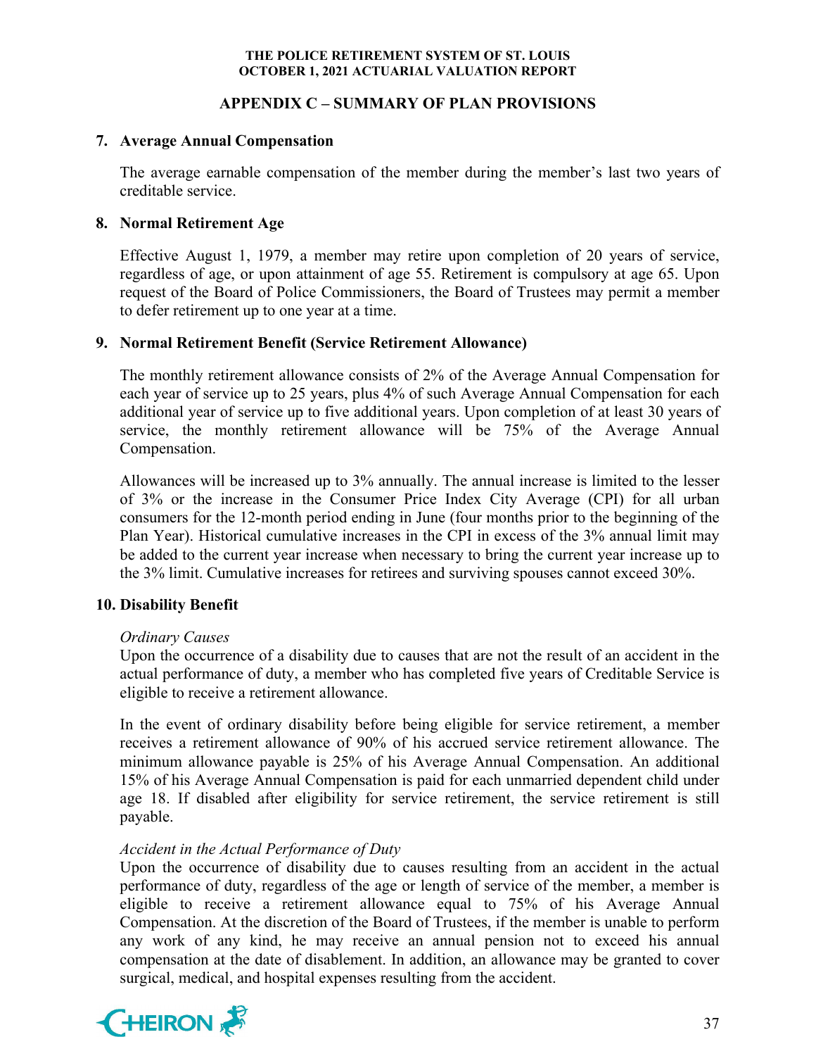## APPENDIX C – SUMMARY OF PLAN PROVISIONS

### 7. Average Annual Compensation

The average earnable compensation of the member during the member's last two years of creditable service.

### 8. Normal Retirement Age

Effective August 1, 1979, a member may retire upon completion of 20 years of service, regardless of age, or upon attainment of age 55. Retirement is compulsory at age 65. Upon request of the Board of Police Commissioners, the Board of Trustees may permit a member to defer retirement up to one year at a time.

### 9. Normal Retirement Benefit (Service Retirement Allowance)

The monthly retirement allowance consists of 2% of the Average Annual Compensation for each year of service up to 25 years, plus 4% of such Average Annual Compensation for each additional year of service up to five additional years. Upon completion of at least 30 years of service, the monthly retirement allowance will be 75% of the Average Annual Compensation.

Allowances will be increased up to 3% annually. The annual increase is limited to the lesser of 3% or the increase in the Consumer Price Index City Average (CPI) for all urban consumers for the 12-month period ending in June (four months prior to the beginning of the Plan Year). Historical cumulative increases in the CPI in excess of the 3% annual limit may be added to the current year increase when necessary to bring the current year increase up to the 3% limit. Cumulative increases for retirees and surviving spouses cannot exceed 30%.

### 10. Disability Benefit

*Ordinary Causes*

Upon the occurrence of a disability due to causes that are not the result of an accident in the actual performance of duty, a member who has completed five years of Creditable Service is eligible to receive a retirement allowance.

In the event of ordinary disability before being eligible for service retirement, a member receives a retirement allowance of 90% of his accrued service retirement allowance. The minimum allowance payable is 25% of his Average Annual Compensation. An additional 15% of his Average Annual Compensation is paid for each unmarried dependent child under age 18. If disabled after eligibility for service retirement, the service retirement is still payable.

*Accident in the Actual Performance of Duty*

Upon the occurrence of disability due to causes resulting from an accident in the actual performance of duty, regardless of the age or length of service of the member, a member is eligible to receive a retirement allowance equal to 75% of his Average Annual Compensation. At the discretion of the Board of Trustees, if the member is unable to perform any work of any kind, he may receive an annual pension not to exceed his annual compensation at the date of disablement. In addition, an allowance may be granted to cover surgical, medical, and hospital expenses resulting from the accident.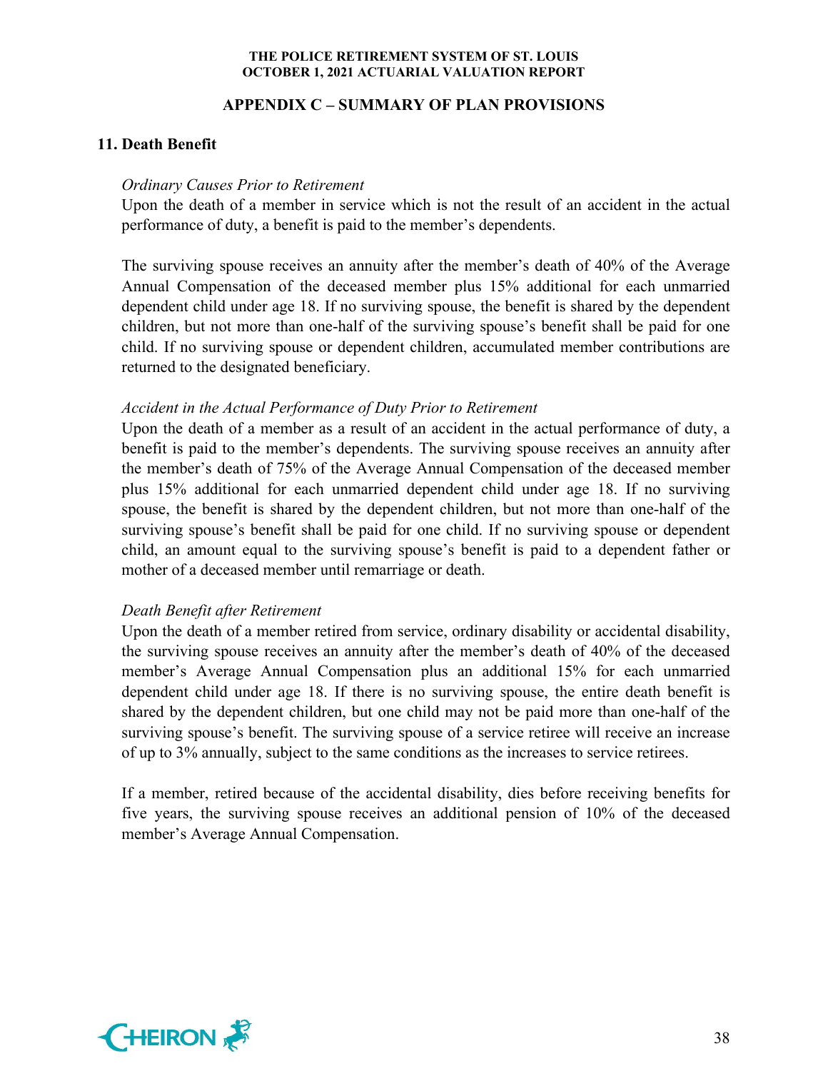## APPENDIX C – SUMMARY OF PLAN PROVISIONS

### 11. Death Benefit

*Ordinary Causes Prior to Retirement*

Upon the death of a member in service which is not the result of an accident in the actual performance of duty, a benefit is paid to the member's dependents.

The surviving spouse receives an annuity after the member's death of 40% of the Average Annual Compensation of the deceased member plus 15% additional for each unmarried dependent child under age 18. If no surviving spouse, the benefit is shared by the dependent children, but not more than one-half of the surviving spouse's benefit shall be paid for one child. If no surviving spouse or dependent children, accumulated member contributions are returned to the designated beneficiary.

*Accident in the Actual Performance of Duty Prior to Retirement*

Upon the death of a member as a result of an accident in the actual performance of duty, a benefit is paid to the member's dependents. The surviving spouse receives an annuity after the member's death of 75% of the Average Annual Compensation of the deceased member plus 15% additional for each unmarried dependent child under age 18. If no surviving spouse, the benefit is shared by the dependent children, but not more than one-half of the surviving spouse's benefit shall be paid for one child. If no surviving spouse or dependent child, an amount equal to the surviving spouse's benefit is paid to a dependent father or mother of a deceased member until remarriage or death.

*Death Benefit after Retirement*

Upon the death of a member retired from service, ordinary disability or accidental disability, the surviving spouse receives an annuity after the member's death of 40% of the deceased member's Average Annual Compensation plus an additional 15% for each unmarried dependent child under age 18. If there is no surviving spouse, the entire death benefit is shared by the dependent children, but one child may not be paid more than one-half of the surviving spouse's benefit. The surviving spouse of a service retiree will receive an increase of up to 3% annually, subject to the same conditions as the increases to service retirees.

If a member, retired because of the accidental disability, dies before receiving benefits for five years, the surviving spouse receives an additional pension of 10% of the deceased member's Average Annual Compensation.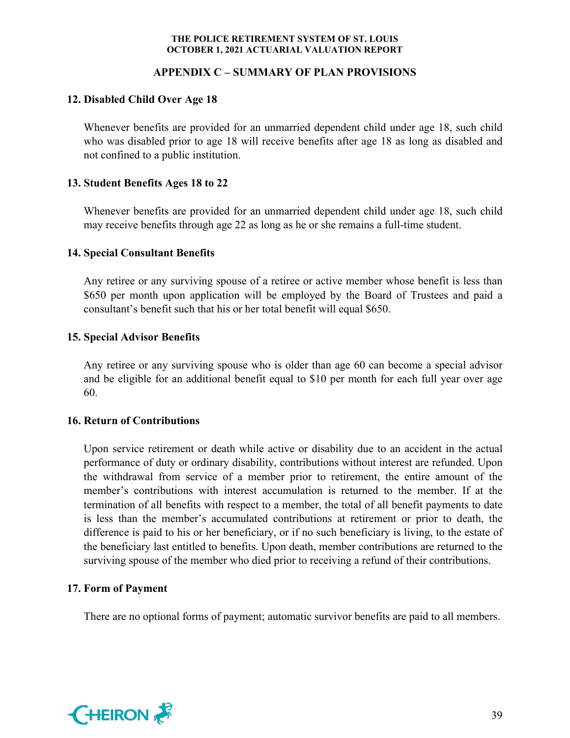## APPENDIX C – SUMMARY OF PLAN PROVISIONS

### 12. Disabled Child Over Age 18

Whenever benefits are provided for an unmarried dependent child under age 18, such child who was disabled prior to age 18 will receive benefits after age 18 as long as disabled and not confined to a public institution.

### 13. Student Benefits Ages 18 to 22

Whenever benefits are provided for an unmarried dependent child under age 18, such child may receive benefits through age 22 as long as he or she remains a full-time student.

### 14. Special Consultant Benefits

Any retiree or any surviving spouse of a retiree or active member whose benefit is less than $650 per month upon application will be employed by the Board of Trustees and paid a consultant's benefit such that his or her total benefit will equal $650.

### 15. Special Advisor Benefits

Any retiree or any surviving spouse who is older than age 60 can become a special advisor and be eligible for an additional benefit equal to $10 per month for each full year over age 60.

### 16. Return of Contributions

Upon service retirement or death while active or disability due to an accident in the actual performance of duty or ordinary disability, contributions without interest are refunded. Upon the withdrawal from service of a member prior to retirement, the entire amount of the member's contributions with interest accumulation is returned to the member. If at the termination of all benefits with respect to a member, the total of all benefit payments to date is less than the member's accumulated contributions at retirement or prior to death, the difference is paid to his or her beneficiary, or if no such beneficiary is living, to the estate of the beneficiary last entitled to benefits. Upon death, member contributions are returned to the surviving spouse of the member who died prior to receiving a refund of their contributions.

### 17. Form of Payment

There are no optional forms of payment; automatic survivor benefits are paid to all members.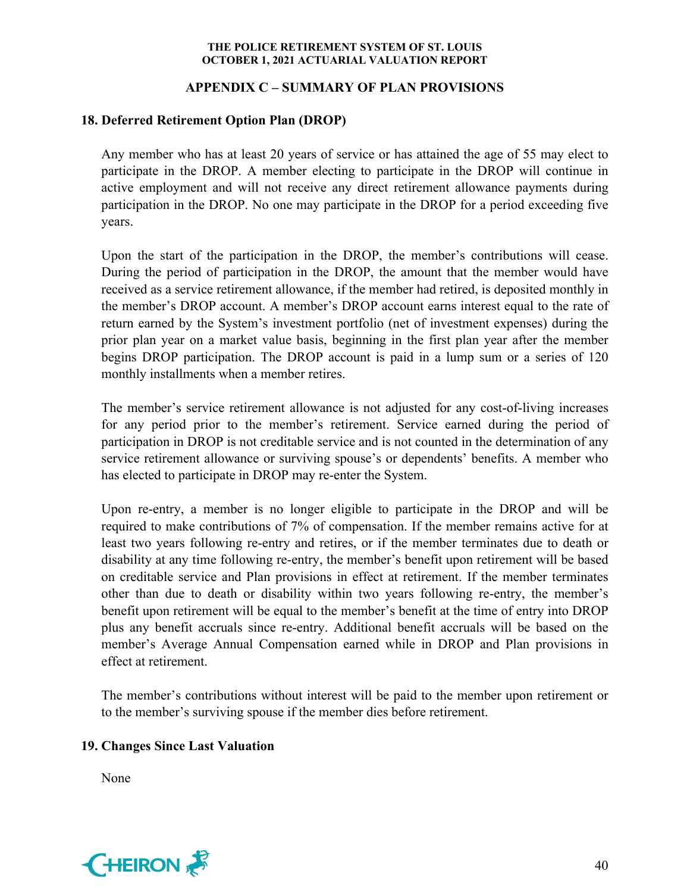## APPENDIX C – SUMMARY OF PLAN PROVISIONS

### 18. Deferred Retirement Option Plan (DROP)

Any member who has at least 20 years of service or has attained the age of 55 may elect to participate in the DROP. A member electing to participate in the DROP will continue in active employment and will not receive any direct retirement allowance payments during participation in the DROP. No one may participate in the DROP for a period exceeding five years.

Upon the start of the participation in the DROP, the member's contributions will cease. During the period of participation in the DROP, the amount that the member would have received as a service retirement allowance, if the member had retired, is deposited monthly in the member's DROP account. A member's DROP account earns interest equal to the rate of return earned by the System's investment portfolio (net of investment expenses) during the prior plan year on a market value basis, beginning in the first plan year after the member begins DROP participation. The DROP account is paid in a lump sum or a series of 120 monthly installments when a member retires.

The member's service retirement allowance is not adjusted for any cost-of-living increases for any period prior to the member's retirement. Service earned during the period of participation in DROP is not creditable service and is not counted in the determination of any service retirement allowance or surviving spouse's or dependents' benefits. A member who has elected to participate in DROP may re-enter the System.

Upon re-entry, a member is no longer eligible to participate in the DROP and will be required to make contributions of 7% of compensation. If the member remains active for at least two years following re-entry and retires, or if the member terminates due to death or disability at any time following re-entry, the member's benefit upon retirement will be based on creditable service and Plan provisions in effect at retirement. If the member terminates other than due to death or disability within two years following re-entry, the member's benefit upon retirement will be equal to the member's benefit at the time of entry into DROP plus any benefit accruals since re-entry. Additional benefit accruals will be based on the member's Average Annual Compensation earned while in DROP and Plan provisions in effect at retirement.

The member's contributions without interest will be paid to the member upon retirement or to the member's surviving spouse if the member dies before retirement.

### 19. Changes Since Last Valuation

None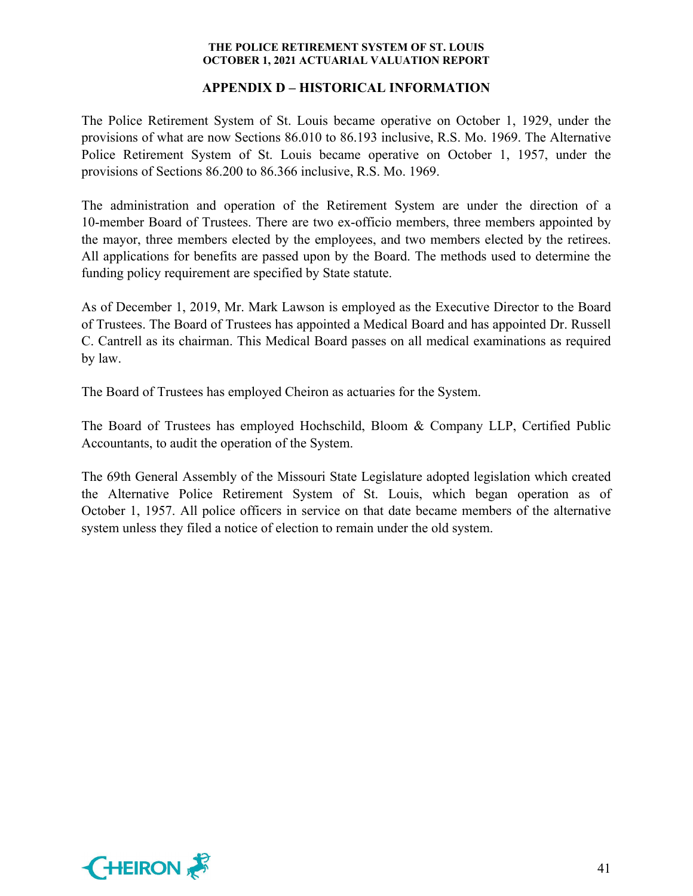## APPENDIX D – HISTORICAL INFORMATION

The Police Retirement System of St. Louis became operative on October 1, 1929, under the provisions of what are now Sections 86.010 to 86.193 inclusive, R.S. Mo. 1969. The Alternative Police Retirement System of St. Louis became operative on October 1, 1957, under the provisions of Sections 86.200 to 86.366 inclusive, R.S. Mo. 1969.

The administration and operation of the Retirement System are under the direction of a 10-member Board of Trustees. There are two ex-officio members, three members appointed by the mayor, three members elected by the employees, and two members elected by the retirees. All applications for benefits are passed upon by the Board. The methods used to determine the funding policy requirement are specified by State statute.

As of December 1, 2019, Mr. Mark Lawson is employed as the Executive Director to the Board of Trustees. The Board of Trustees has appointed a Medical Board and has appointed Dr. Russell C. Cantrell as its chairman. This Medical Board passes on all medical examinations as required by law.

The Board of Trustees has employed Cheiron as actuaries for the System.

The Board of Trustees has employed Hochschild, Bloom & Company LLP, Certified Public Accountants, to audit the operation of the System.

The 69th General Assembly of the Missouri State Legislature adopted legislation which created the Alternative Police Retirement System of St. Louis, which began operation as of October 1, 1957. All police officers in service on that date became members of the alternative system unless they filed a notice of election to remain under the old system.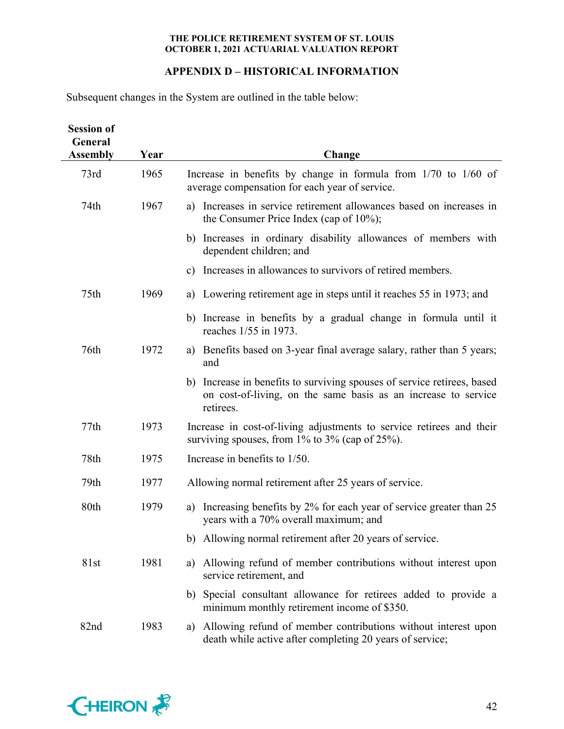## APPENDIX D – HISTORICAL INFORMATION

Subsequent changes in the System are outlined in the table below:

| Session of General Assembly | Year | Change |
|---|---|---|
| 73rd | 1965 | Increase in benefits by change in formula from 1/70 to 1/60 of average compensation for each year of service. |
| 74th | 1967 | a) Increases in service retirement allowances based on increases in the Consumer Price Index (cap of 10%); |
| | | b) Increases in ordinary disability allowances of members with dependent children; and |
| | | c) Increases in allowances to survivors of retired members. |
| 75th | 1969 | a) Lowering retirement age in steps until it reaches 55 in 1973; and |
| | | b) Increase in benefits by a gradual change in formula until it reaches 1/55 in 1973. |
| 76th | 1972 | a) Benefits based on 3-year final average salary, rather than 5 years; and |
| | | b) Increase in benefits to surviving spouses of service retirees, based on cost-of-living, on the same basis as an increase to service retirees. |
| 77th | 1973 | Increase in cost-of-living adjustments to service retirees and their surviving spouses, from 1% to 3% (cap of 25%). |
| 78th | 1975 | Increase in benefits to 1/50. |
| 79th | 1977 | Allowing normal retirement after 25 years of service. |
| 80th | 1979 | a) Increasing benefits by 2% for each year of service greater than 25 years with a 70% overall maximum; and |
| | | b) Allowing normal retirement after 20 years of service. |
| 81st | 1981 | a) Allowing refund of member contributions without interest upon service retirement, and |
| | | b) Special consultant allowance for retirees added to provide a minimum monthly retirement income of $350. |
| 82nd | 1983 | a) Allowing refund of member contributions without interest upon death while active after completing 20 years of service; |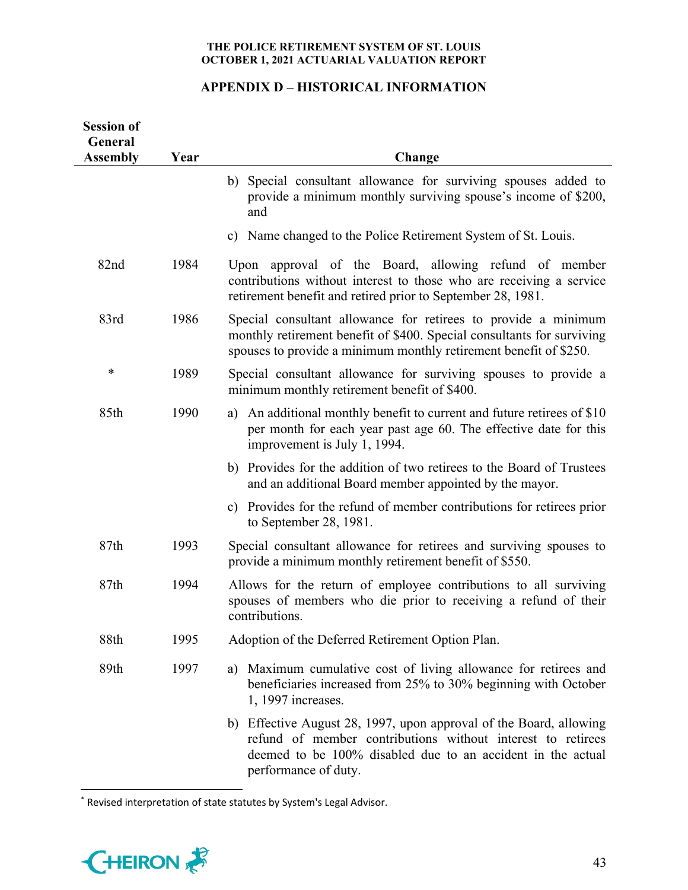## APPENDIX D – HISTORICAL INFORMATION

| Session of General Assembly | Year | Change |
|---|---|---|
| | | b) Special consultant allowance for surviving spouses added to provide a minimum monthly surviving spouse's income of $200, and |
| | | c) Name changed to the Police Retirement System of St. Louis. |
| 82nd | 1984 | Upon approval of the Board, allowing refund of member contributions without interest to those who are receiving a service retirement benefit and retired prior to September 28, 1981. |
| 83rd | 1986 | Special consultant allowance for retirees to provide a minimum monthly retirement benefit of $400. Special consultants for surviving spouses to provide a minimum monthly retirement benefit of $250. |
| * | 1989 | Special consultant allowance for surviving spouses to provide a minimum monthly retirement benefit of $400. |
| 85th | 1990 | a) An additional monthly benefit to current and future retirees of $10 per month for each year past age 60. The effective date for this improvement is July 1, 1994. |
| | | b) Provides for the addition of two retirees to the Board of Trustees and an additional Board member appointed by the mayor. |
| | | c) Provides for the refund of member contributions for retirees prior to September 28, 1981. |
| 87th | 1993 | Special consultant allowance for retirees and surviving spouses to provide a minimum monthly retirement benefit of $550. |
| 87th | 1994 | Allows for the return of employee contributions to all surviving spouses of members who die prior to receiving a refund of their contributions. |
| 88th | 1995 | Adoption of the Deferred Retirement Option Plan. |
| 89th | 1997 | a) Maximum cumulative cost of living allowance for retirees and beneficiaries increased from 25% to 30% beginning with October 1, 1997 increases. |
| | | b) Effective August 28, 1997, upon approval of the Board, allowing refund of member contributions without interest to retirees deemed to be 100% disabled due to an accident in the actual performance of duty. |

* Revised interpretation of state statutes by System's Legal Advisor.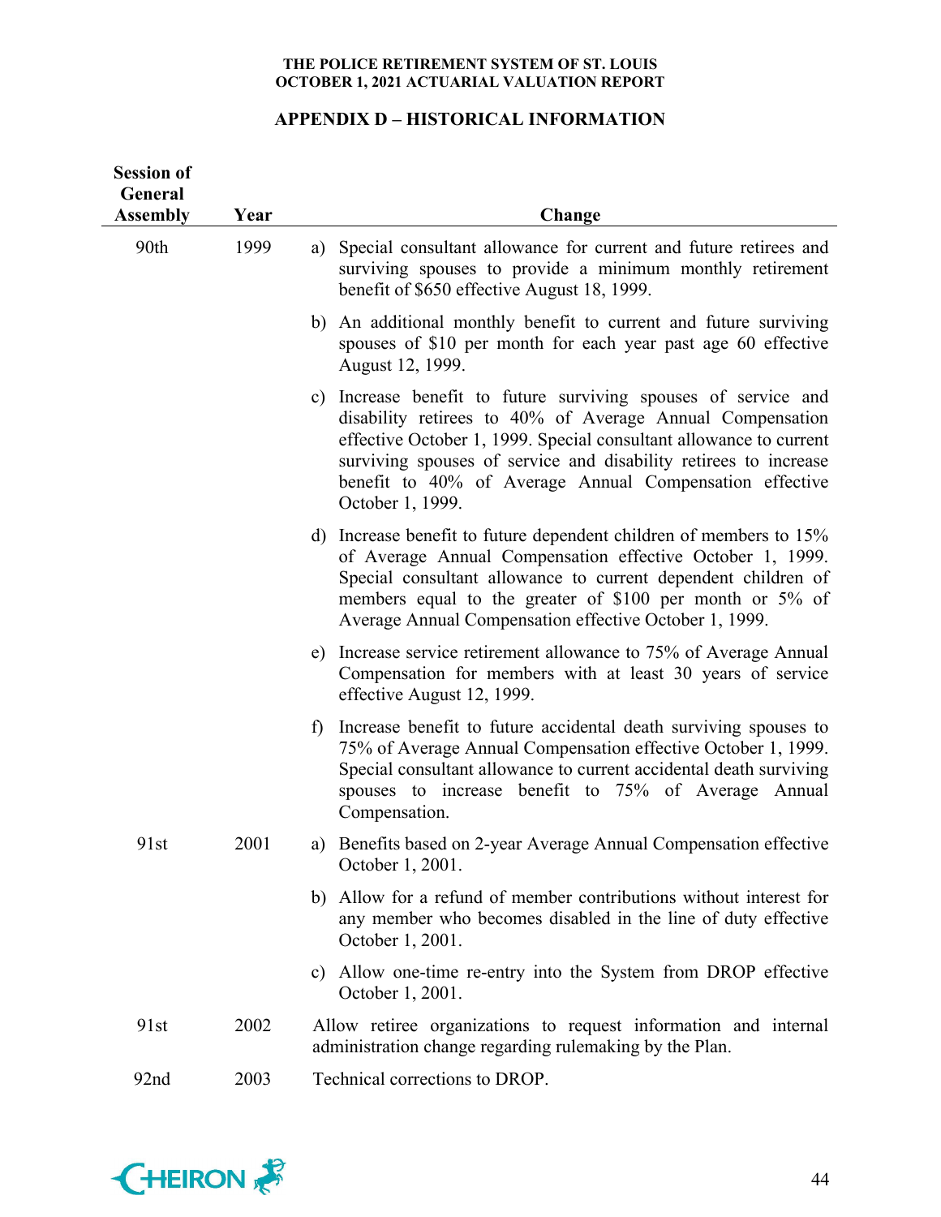## APPENDIX D – HISTORICAL INFORMATION

| Session of General Assembly | Year | Change |
|---|---|---|
| 90th | 1999 | a) Special consultant allowance for current and future retirees and surviving spouses to provide a minimum monthly retirement benefit of $650 effective August 18, 1999. |
| | | b) An additional monthly benefit to current and future surviving spouses of $10 per month for each year past age 60 effective August 12, 1999. |
| | | c) Increase benefit to future surviving spouses of service and disability retirees to 40% of Average Annual Compensation effective October 1, 1999. Special consultant allowance to current surviving spouses of service and disability retirees to increase benefit to 40% of Average Annual Compensation effective October 1, 1999. |
| | | d) Increase benefit to future dependent children of members to 15% of Average Annual Compensation effective October 1, 1999. Special consultant allowance to current dependent children of members equal to the greater of $100 per month or 5% of Average Annual Compensation effective October 1, 1999. |
| | | e) Increase service retirement allowance to 75% of Average Annual Compensation for members with at least 30 years of service effective August 12, 1999. |
| | | f) Increase benefit to future accidental death surviving spouses to 75% of Average Annual Compensation effective October 1, 1999. Special consultant allowance to current accidental death surviving spouses to increase benefit to 75% of Average Annual Compensation. |
| 91st | 2001 | a) Benefits based on 2-year Average Annual Compensation effective October 1, 2001. |
| | | b) Allow for a refund of member contributions without interest for any member who becomes disabled in the line of duty effective October 1, 2001. |
| | | c) Allow one-time re-entry into the System from DROP effective October 1, 2001. |
| 91st | 2002 | Allow retiree organizations to request information and internal administration change regarding rulemaking by the Plan. |
| 92nd | 2003 | Technical corrections to DROP. |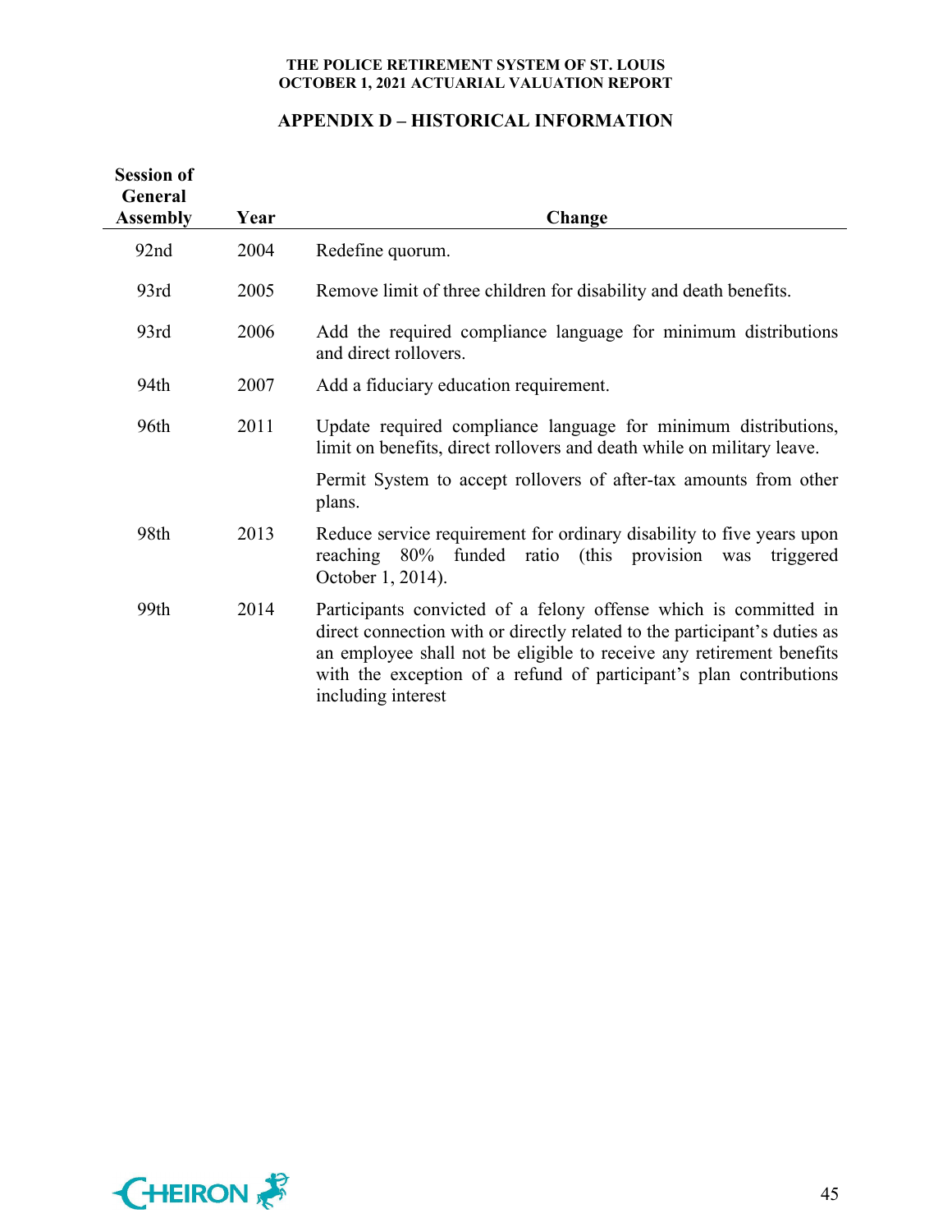## APPENDIX D – HISTORICAL INFORMATION

| Session of General Assembly | Year | Change |
|---|---|---|
| 92nd | 2004 | Redefine quorum. |
| 93rd | 2005 | Remove limit of three children for disability and death benefits. |
| 93rd | 2006 | Add the required compliance language for minimum distributions and direct rollovers. |
| 94th | 2007 | Add a fiduciary education requirement. |
| 96th | 2011 | Update required compliance language for minimum distributions, limit on benefits, direct rollovers and death while on military leave. |
| | | Permit System to accept rollovers of after-tax amounts from other plans. |
| 98th | 2013 | Reduce service requirement for ordinary disability to five years upon reaching 80% funded ratio (this provision was triggered October 1, 2014). |
| 99th | 2014 | Participants convicted of a felony offense which is committed in direct connection with or directly related to the participant's duties as an employee shall not be eligible to receive any retirement benefits with the exception of a refund of participant's plan contributions including interest |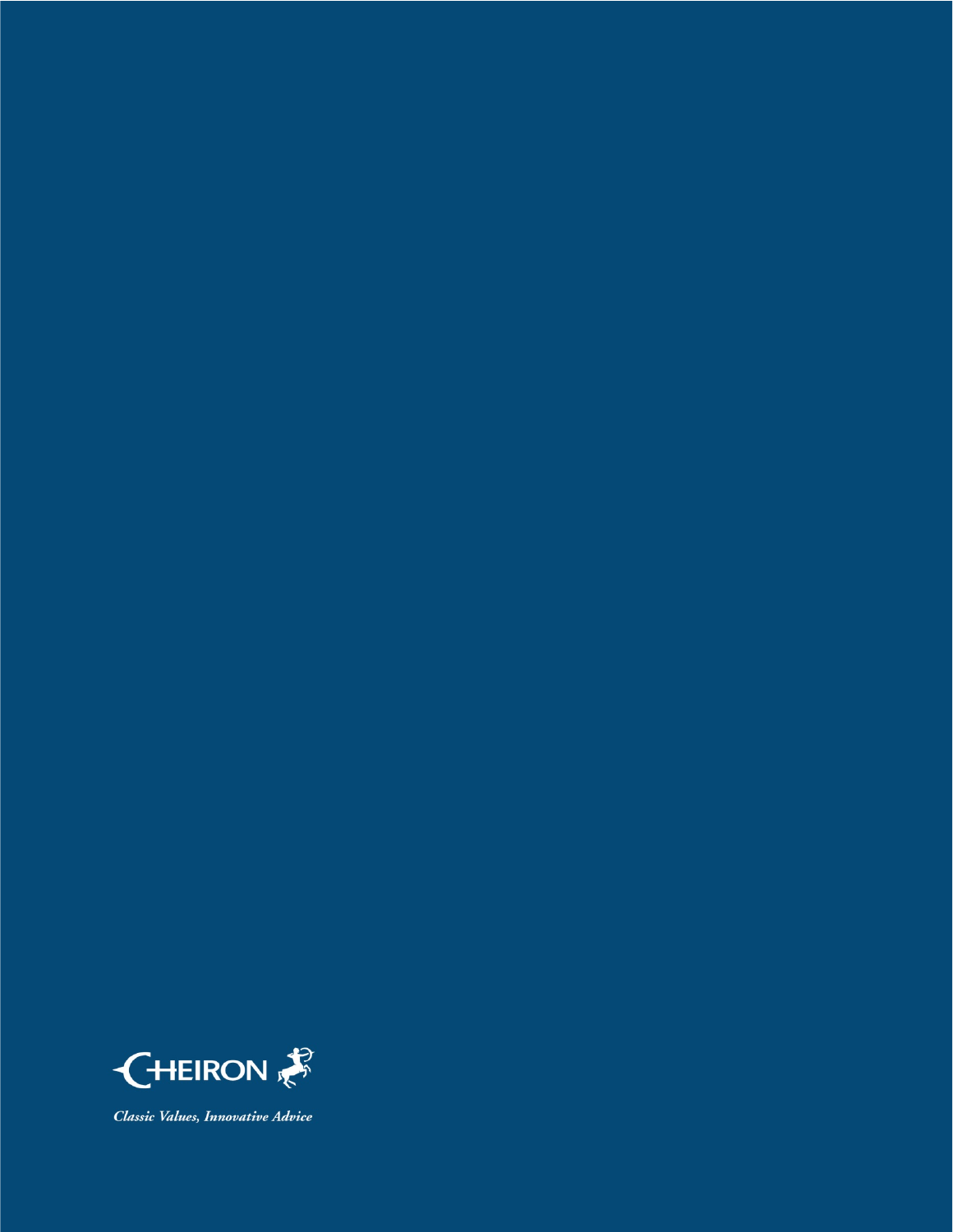CHEIRON

*Classic Values, Innovative Advice*